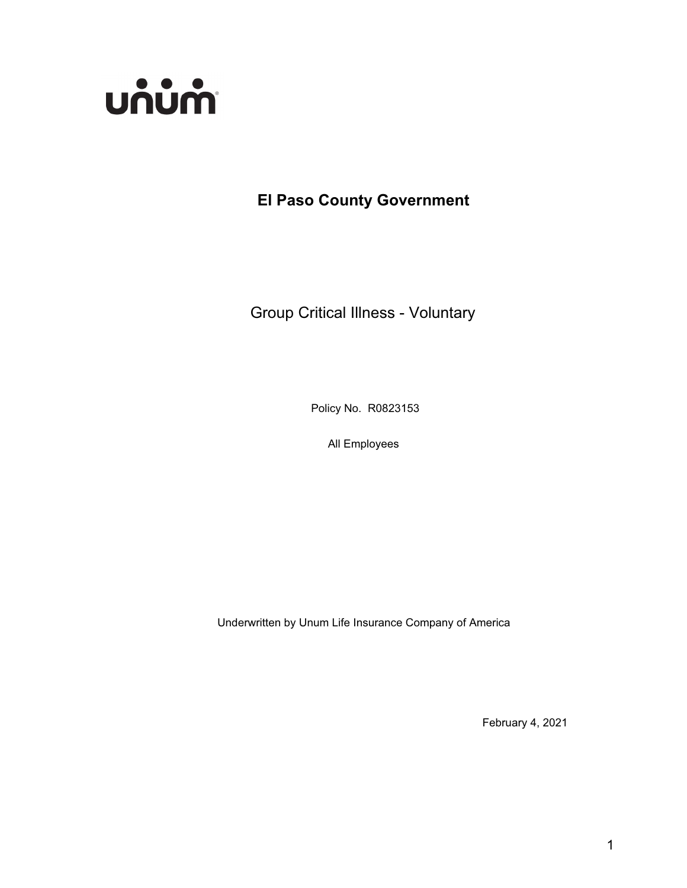unum

# El Paso County Government

## Group Critical Illness - Voluntary

Policy No. R0823153

All Employees

Underwritten by Unum Life Insurance Company of America

February 4, 2021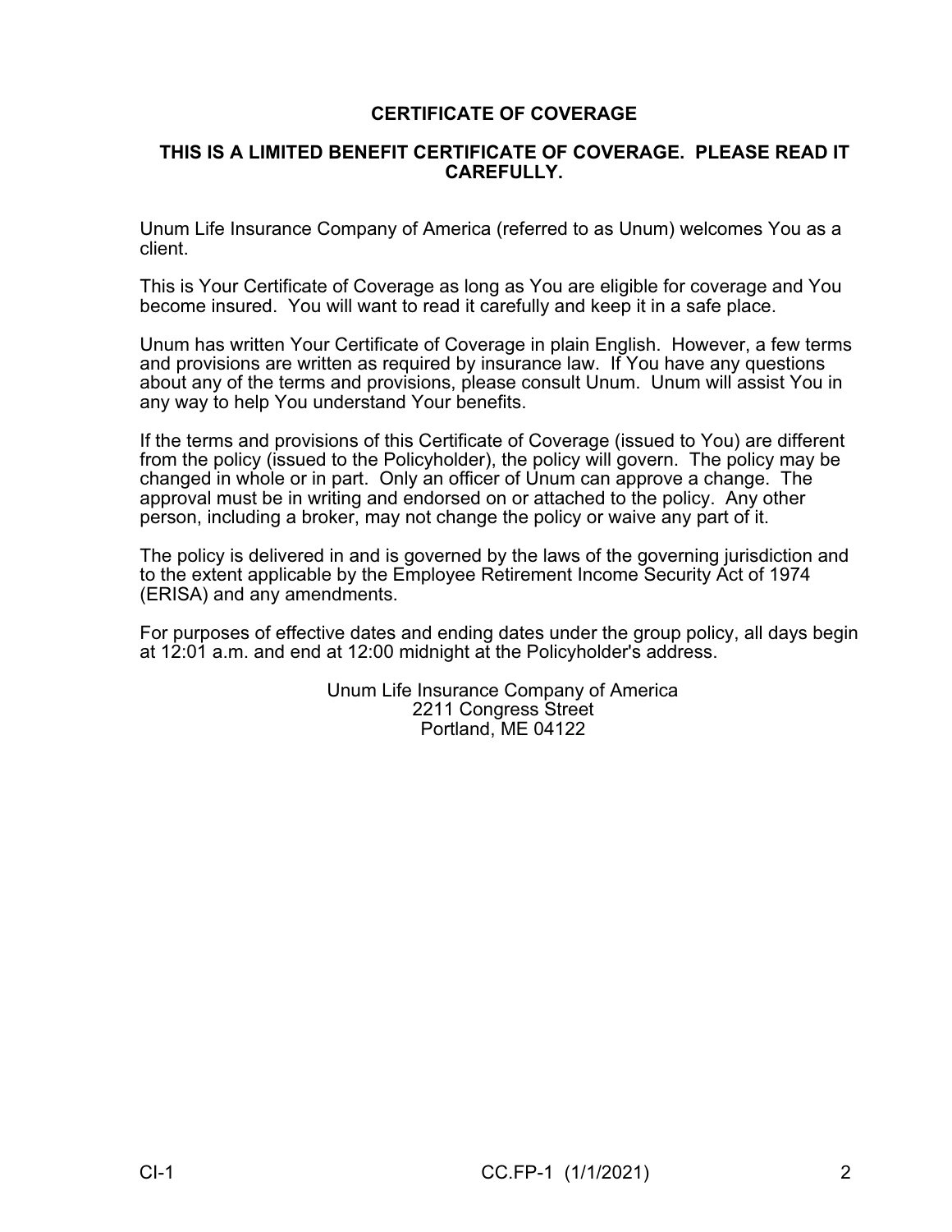# CERTIFICATE OF COVERAGE

## THIS IS A LIMITED BENEFIT CERTIFICATE OF COVERAGE. PLEASE READ IT CAREFULLY.

Unum Life Insurance Company of America (referred to as Unum) welcomes You as a client.

This is Your Certificate of Coverage as long as You are eligible for coverage and You become insured. You will want to read it carefully and keep it in a safe place.

Unum has written Your Certificate of Coverage in plain English. However, a few terms and provisions are written as required by insurance law. If You have any questions about any of the terms and provisions, please consult Unum. Unum will assist You in any way to help You understand Your benefits.

If the terms and provisions of this Certificate of Coverage (issued to You) are different from the policy (issued to the Policyholder), the policy will govern. The policy may be changed in whole or in part. Only an officer of Unum can approve a change. The approval must be in writing and endorsed on or attached to the policy. Any other person, including a broker, may not change the policy or waive any part of it.

The policy is delivered in and is governed by the laws of the governing jurisdiction and to the extent applicable by the Employee Retirement Income Security Act of 1974 (ERISA) and any amendments.

For purposes of effective dates and ending dates under the group policy, all days begin at 12:01 a.m. and end at 12:00 midnight at the Policyholder's address.

Unum Life Insurance Company of America
2211 Congress Street
Portland, ME 04122

CI-1 CC.FP-1 (1/1/2021)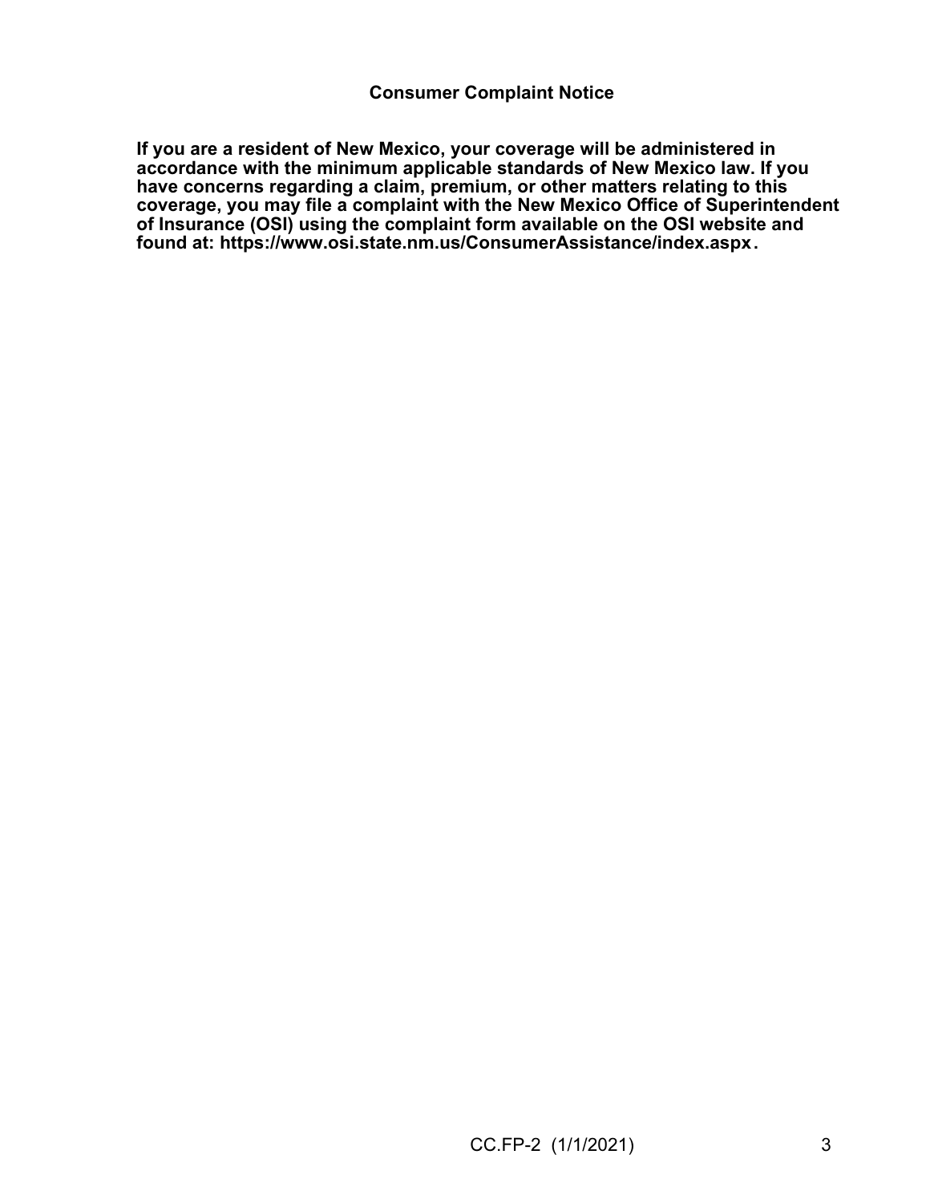## Consumer Complaint Notice

**If you are a resident of New Mexico, your coverage will be administered in accordance with the minimum applicable standards of New Mexico law. If you have concerns regarding a claim, premium, or other matters relating to this coverage, you may file a complaint with the New Mexico Office of Superintendent of Insurance (OSI) using the complaint form available on the OSI website and found at: https://www.osi.state.nm.us/ConsumerAssistance/index.aspx.**

CC.FP-2 (1/1/2021)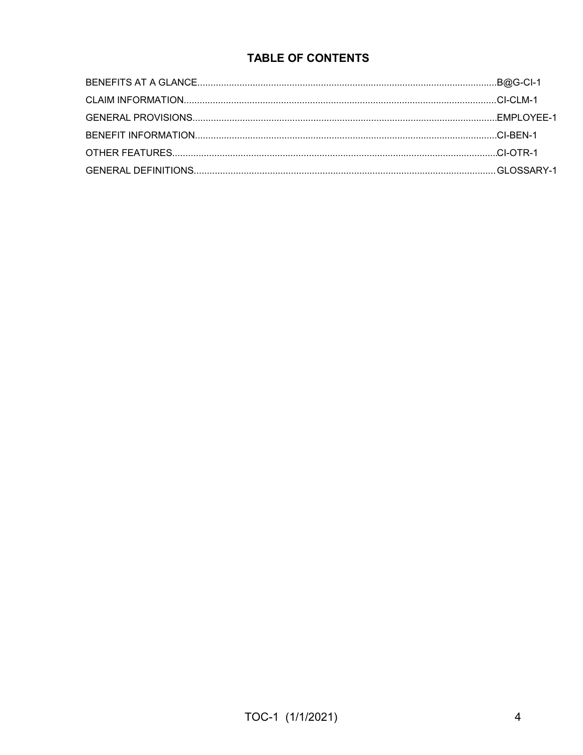# TABLE OF CONTENTS

| | |
|---|---|
| BENEFITS AT A GLANCE | B@G-CI-1 |
| CLAIM INFORMATION | CI-CLM-1 |
| GENERAL PROVISIONS | EMPLOYEE-1 |
| BENEFIT INFORMATION | CI-BEN-1 |
| OTHER FEATURES | CI-OTR-1 |
| GENERAL DEFINITIONS | GLOSSARY-1 |

TOC-1 (1/1/2021)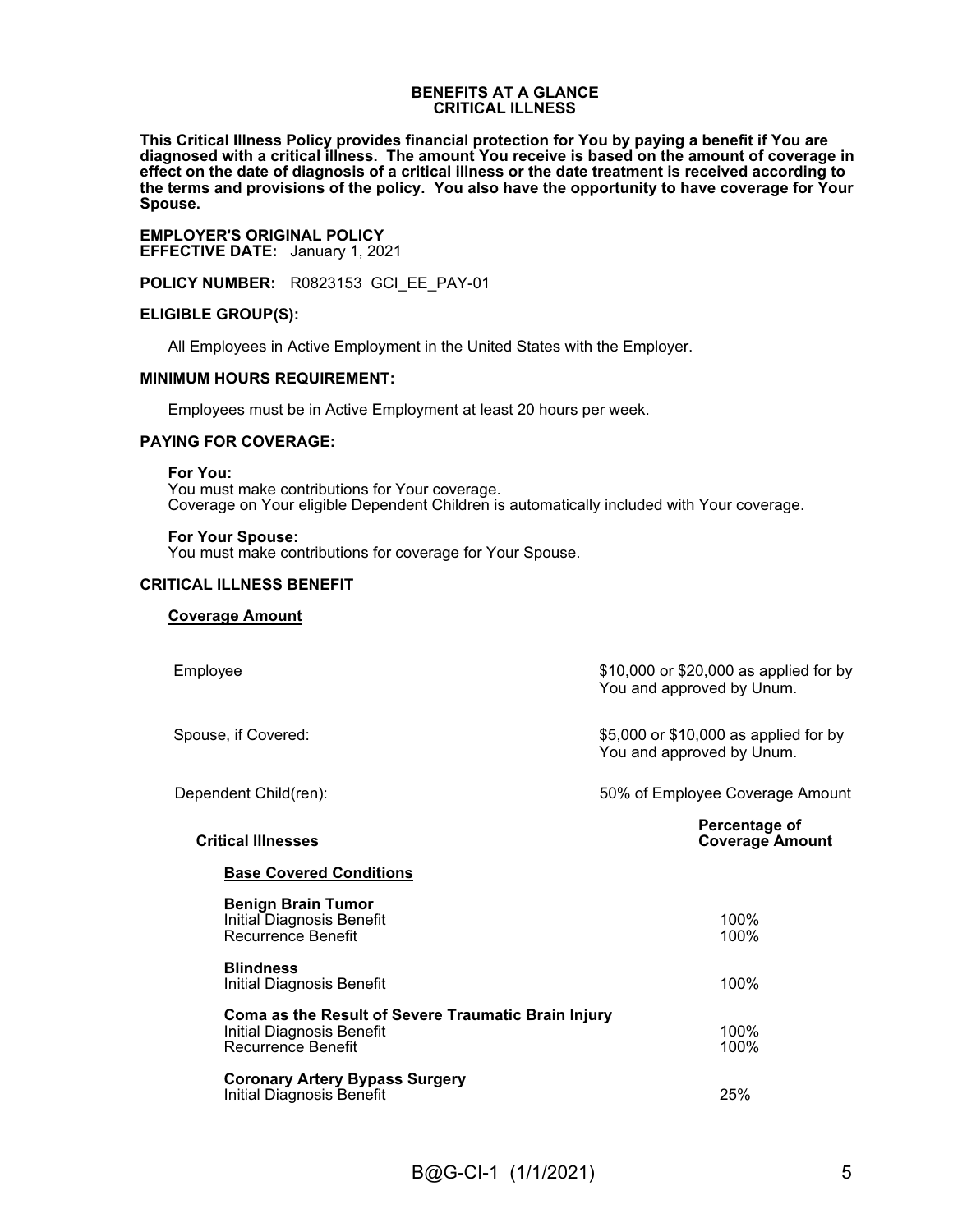# BENEFITS AT A GLANCE
## CRITICAL ILLNESS

**This Critical Illness Policy provides financial protection for You by paying a benefit if You are diagnosed with a critical illness. The amount You receive is based on the amount of coverage in effect on the date of diagnosis of a critical illness or the date treatment is received according to the terms and provisions of the policy. You also have the opportunity to have coverage for Your Spouse.**

**EMPLOYER'S ORIGINAL POLICY**
**EFFECTIVE DATE:** January 1, 2021

**POLICY NUMBER:** R0823153 GCI_EE_PAY-01

**ELIGIBLE GROUP(S):**

All Employees in Active Employment in the United States with the Employer.

**MINIMUM HOURS REQUIREMENT:**

Employees must be in Active Employment at least 20 hours per week.

**PAYING FOR COVERAGE:**

**For You:**
You must make contributions for Your coverage.
Coverage on Your eligible Dependent Children is automatically included with Your coverage.

**For Your Spouse:**
You must make contributions for coverage for Your Spouse.

**CRITICAL ILLNESS BENEFIT**

**Coverage Amount**

| | |
|---|---|
| Employee | $10,000 or $20,000 as applied for by You and approved by Unum. |
| Spouse, if Covered: | $5,000 or $10,000 as applied for by You and approved by Unum. |
| Dependent Child(ren): | 50% of Employee Coverage Amount |

| **Critical Illnesses** | **Percentage of Coverage Amount** |
|---|---|
| **Base Covered Conditions** | |
| **Benign Brain Tumor** | |
| Initial Diagnosis Benefit | 100% |
| Recurrence Benefit | 100% |
| **Blindness** | |
| Initial Diagnosis Benefit | 100% |
| **Coma as the Result of Severe Traumatic Brain Injury** | |
| Initial Diagnosis Benefit | 100% |
| Recurrence Benefit | 100% |
| **Coronary Artery Bypass Surgery** | |
| Initial Diagnosis Benefit | 25% |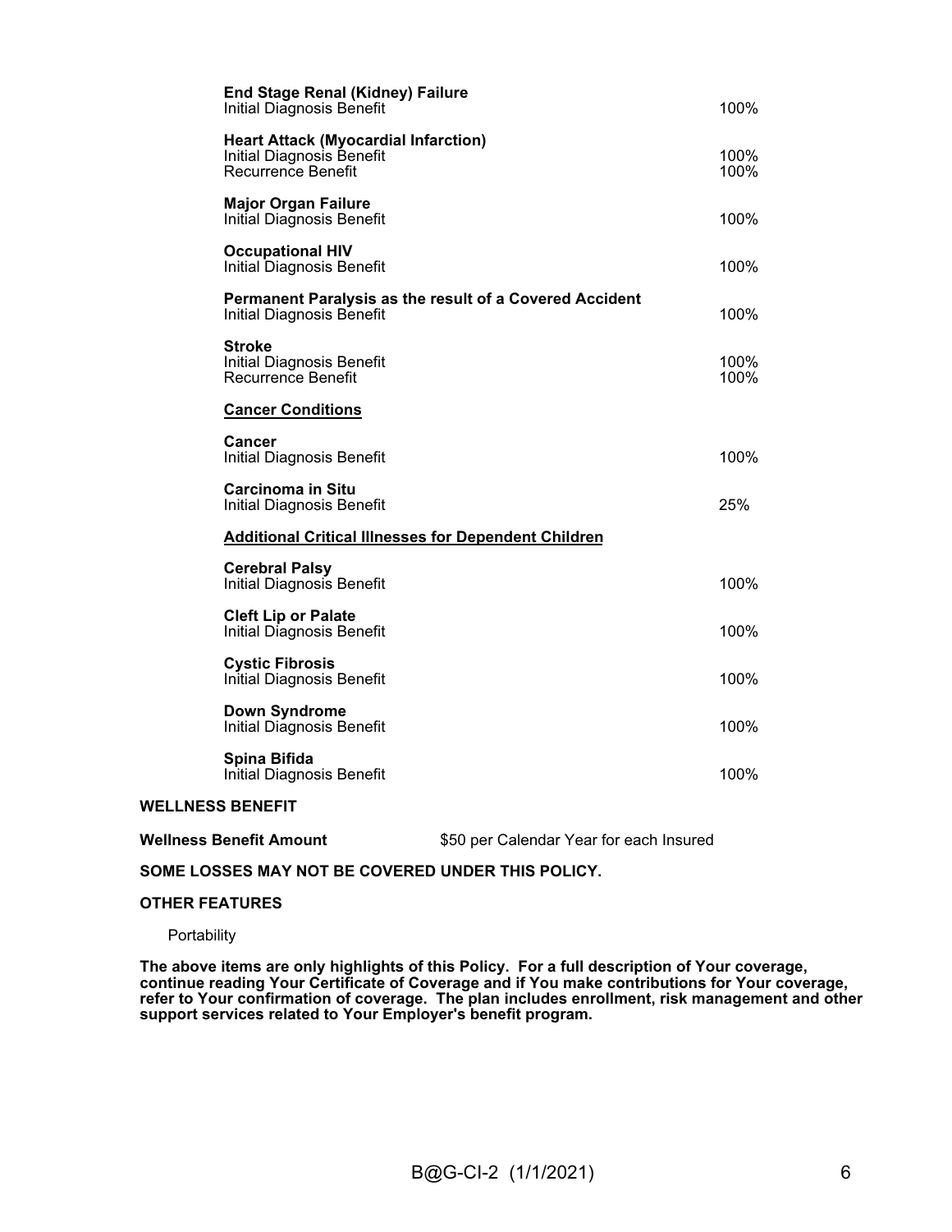**End Stage Renal (Kidney) Failure**
Initial Diagnosis Benefit 100%

**Heart Attack (Myocardial Infarction)**
Initial Diagnosis Benefit 100%
Recurrence Benefit 100%

**Major Organ Failure**
Initial Diagnosis Benefit 100%

**Occupational HIV**
Initial Diagnosis Benefit 100%

**Permanent Paralysis as the result of a Covered Accident**
Initial Diagnosis Benefit 100%

**Stroke**
Initial Diagnosis Benefit 100%
Recurrence Benefit 100%

**Cancer Conditions**

**Cancer**
Initial Diagnosis Benefit 100%

**Carcinoma in Situ**
Initial Diagnosis Benefit 25%

**Additional Critical Illnesses for Dependent Children**

**Cerebral Palsy**
Initial Diagnosis Benefit 100%

**Cleft Lip or Palate**
Initial Diagnosis Benefit 100%

**Cystic Fibrosis**
Initial Diagnosis Benefit 100%

**Down Syndrome**
Initial Diagnosis Benefit 100%

**Spina Bifida**
Initial Diagnosis Benefit 100%

**WELLNESS BENEFIT**

**Wellness Benefit Amount** $50 per Calendar Year for each Insured

**SOME LOSSES MAY NOT BE COVERED UNDER THIS POLICY.**

**OTHER FEATURES**

Portability

**The above items are only highlights of this Policy. For a full description of Your coverage, continue reading Your Certificate of Coverage and if You make contributions for Your coverage, refer to Your confirmation of coverage. The plan includes enrollment, risk management and other support services related to Your Employer's benefit program.**

B@G-CI-2 (1/1/2021)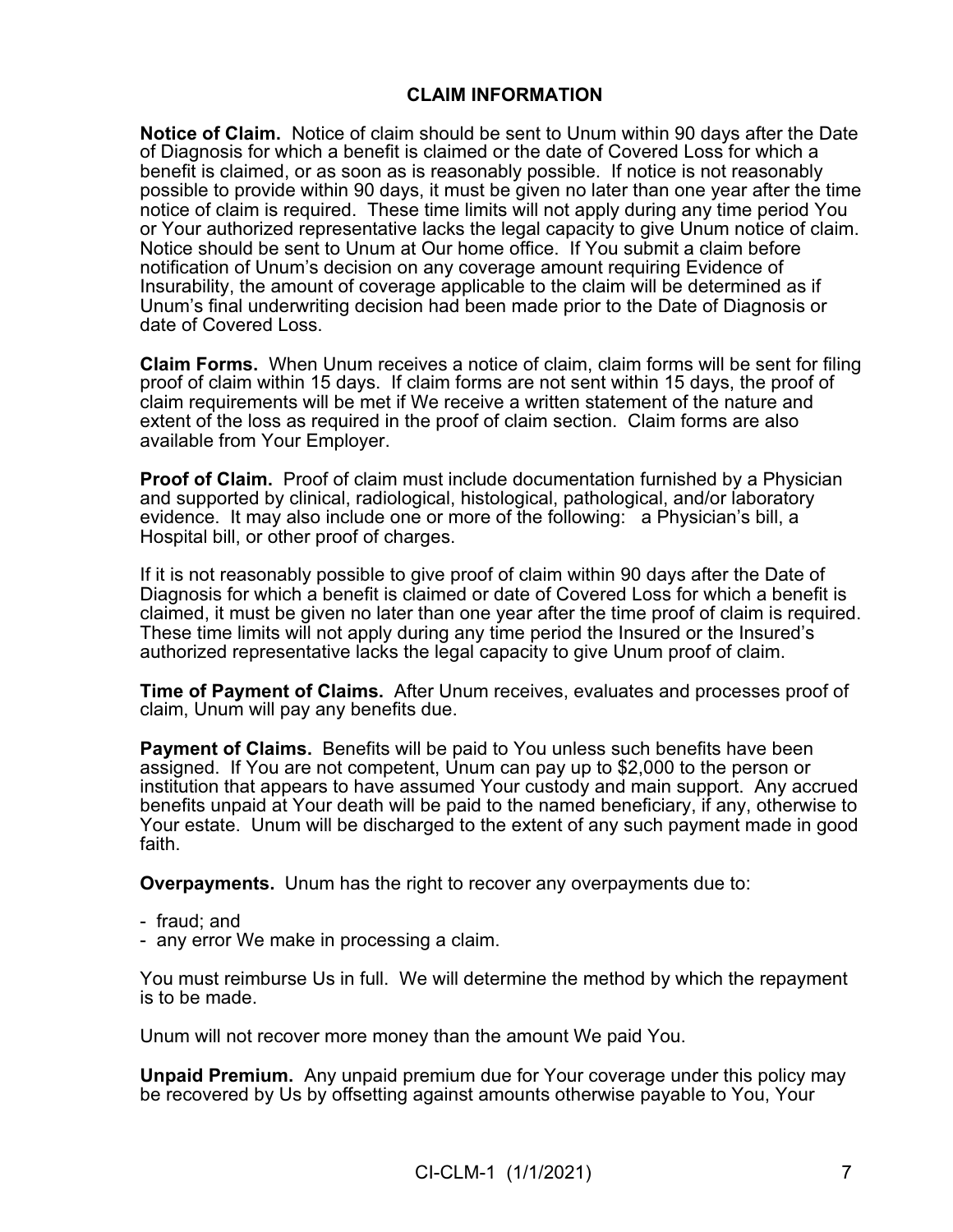## CLAIM INFORMATION

**Notice of Claim.** Notice of claim should be sent to Unum within 90 days after the Date of Diagnosis for which a benefit is claimed or the date of Covered Loss for which a benefit is claimed, or as soon as is reasonably possible. If notice is not reasonably possible to provide within 90 days, it must be given no later than one year after the time notice of claim is required. These time limits will not apply during any time period You or Your authorized representative lacks the legal capacity to give Unum notice of claim. Notice should be sent to Unum at Our home office. If You submit a claim before notification of Unum's decision on any coverage amount requiring Evidence of Insurability, the amount of coverage applicable to the claim will be determined as if Unum's final underwriting decision had been made prior to the Date of Diagnosis or date of Covered Loss.

**Claim Forms.** When Unum receives a notice of claim, claim forms will be sent for filing proof of claim within 15 days. If claim forms are not sent within 15 days, the proof of claim requirements will be met if We receive a written statement of the nature and extent of the loss as required in the proof of claim section. Claim forms are also available from Your Employer.

**Proof of Claim.** Proof of claim must include documentation furnished by a Physician and supported by clinical, radiological, histological, pathological, and/or laboratory evidence. It may also include one or more of the following: a Physician's bill, a Hospital bill, or other proof of charges.

If it is not reasonably possible to give proof of claim within 90 days after the Date of Diagnosis for which a benefit is claimed or date of Covered Loss for which a benefit is claimed, it must be given no later than one year after the time proof of claim is required. These time limits will not apply during any time period the Insured or the Insured's authorized representative lacks the legal capacity to give Unum proof of claim.

**Time of Payment of Claims.** After Unum receives, evaluates and processes proof of claim, Unum will pay any benefits due.

**Payment of Claims.** Benefits will be paid to You unless such benefits have been assigned. If You are not competent, Unum can pay up to $2,000 to the person or institution that appears to have assumed Your custody and main support. Any accrued benefits unpaid at Your death will be paid to the named beneficiary, if any, otherwise to Your estate. Unum will be discharged to the extent of any such payment made in good faith.

**Overpayments.** Unum has the right to recover any overpayments due to:

- fraud; and
- any error We make in processing a claim.

You must reimburse Us in full. We will determine the method by which the repayment is to be made.

Unum will not recover more money than the amount We paid You.

**Unpaid Premium.** Any unpaid premium due for Your coverage under this policy may be recovered by Us by offsetting against amounts otherwise payable to You, Your

CI-CLM-1 (1/1/2021)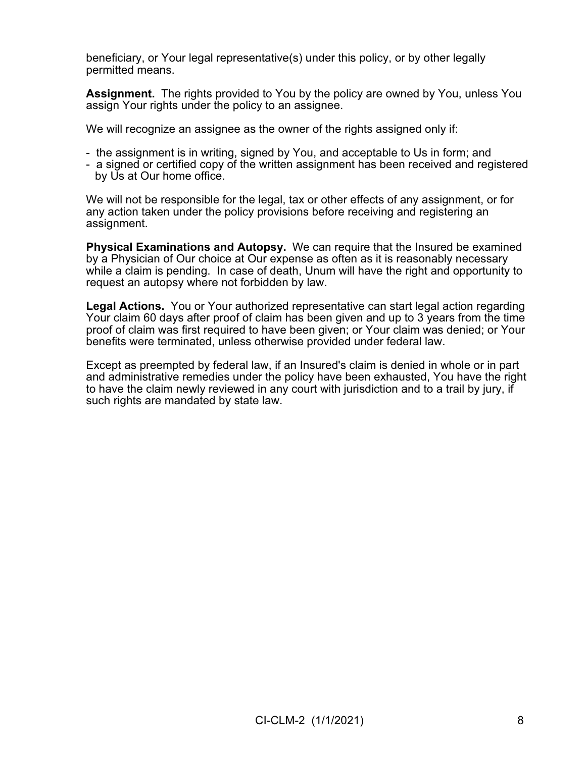beneficiary, or Your legal representative(s) under this policy, or by other legally permitted means.

**Assignment.** The rights provided to You by the policy are owned by You, unless You assign Your rights under the policy to an assignee.

We will recognize an assignee as the owner of the rights assigned only if:

- the assignment is in writing, signed by You, and acceptable to Us in form; and
- a signed or certified copy of the written assignment has been received and registered by Us at Our home office.

We will not be responsible for the legal, tax or other effects of any assignment, or for any action taken under the policy provisions before receiving and registering an assignment.

**Physical Examinations and Autopsy.** We can require that the Insured be examined by a Physician of Our choice at Our expense as often as it is reasonably necessary while a claim is pending. In case of death, Unum will have the right and opportunity to request an autopsy where not forbidden by law.

**Legal Actions.** You or Your authorized representative can start legal action regarding Your claim 60 days after proof of claim has been given and up to 3 years from the time proof of claim was first required to have been given; or Your claim was denied; or Your benefits were terminated, unless otherwise provided under federal law.

Except as preempted by federal law, if an Insured's claim is denied in whole or in part and administrative remedies under the policy have been exhausted, You have the right to have the claim newly reviewed in any court with jurisdiction and to a trail by jury, if such rights are mandated by state law.

CI-CLM-2 (1/1/2021)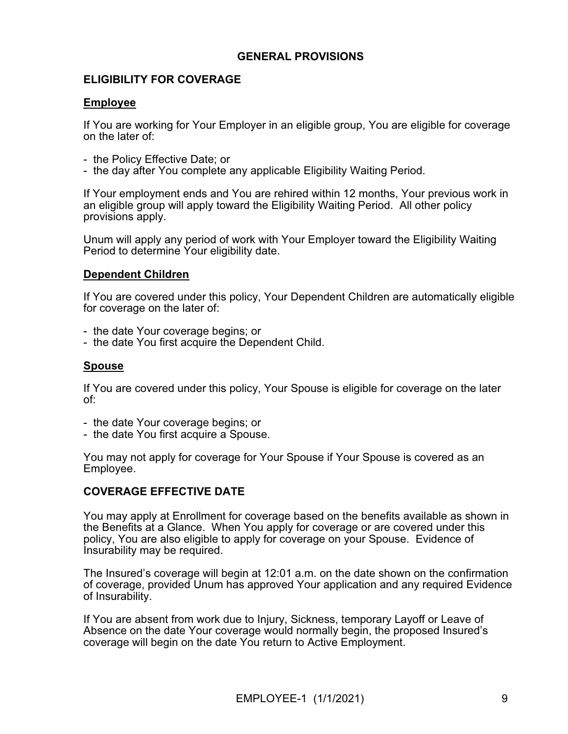# GENERAL PROVISIONS

## ELIGIBILITY FOR COVERAGE

### Employee

If You are working for Your Employer in an eligible group, You are eligible for coverage on the later of:

- the Policy Effective Date; or
- the day after You complete any applicable Eligibility Waiting Period.

If Your employment ends and You are rehired within 12 months, Your previous work in an eligible group will apply toward the Eligibility Waiting Period. All other policy provisions apply.

Unum will apply any period of work with Your Employer toward the Eligibility Waiting Period to determine Your eligibility date.

### Dependent Children

If You are covered under this policy, Your Dependent Children are automatically eligible for coverage on the later of:

- the date Your coverage begins; or
- the date You first acquire the Dependent Child.

### Spouse

If You are covered under this policy, Your Spouse is eligible for coverage on the later of:

- the date Your coverage begins; or
- the date You first acquire a Spouse.

You may not apply for coverage for Your Spouse if Your Spouse is covered as an Employee.

## COVERAGE EFFECTIVE DATE

You may apply at Enrollment for coverage based on the benefits available as shown in the Benefits at a Glance. When You apply for coverage or are covered under this policy, You are also eligible to apply for coverage on your Spouse. Evidence of Insurability may be required.

The Insured's coverage will begin at 12:01 a.m. on the date shown on the confirmation of coverage, provided Unum has approved Your application and any required Evidence of Insurability.

If You are absent from work due to Injury, Sickness, temporary Layoff or Leave of Absence on the date Your coverage would normally begin, the proposed Insured's coverage will begin on the date You return to Active Employment.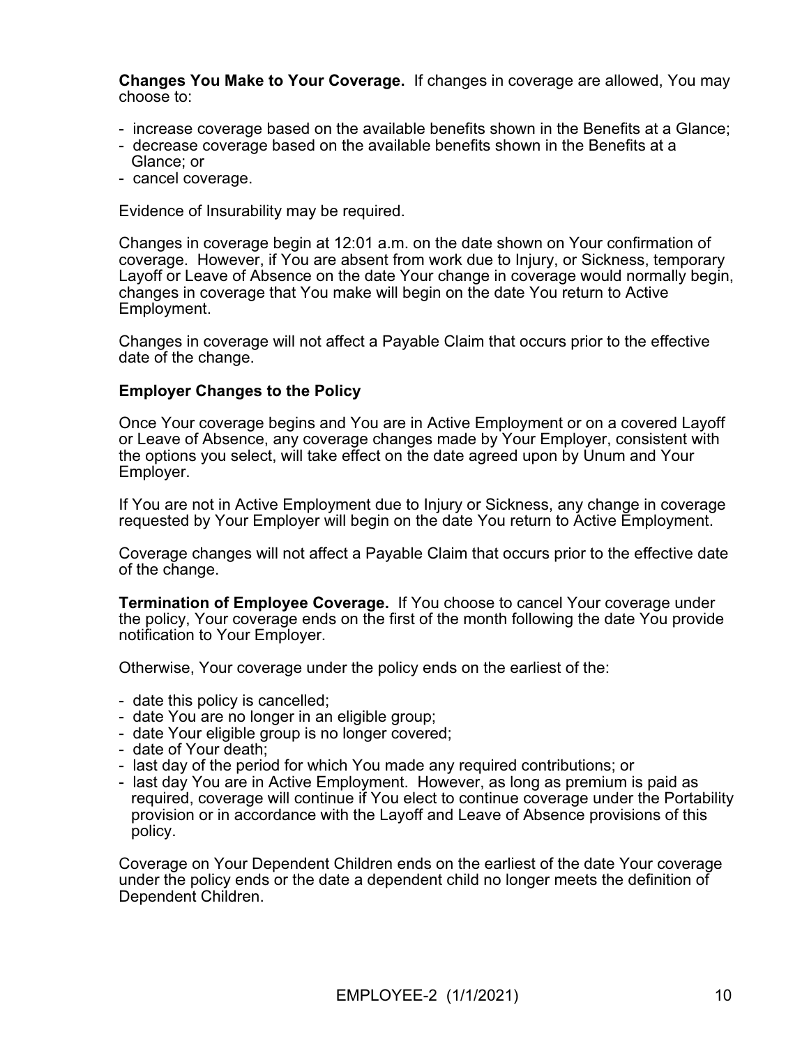**Changes You Make to Your Coverage.** If changes in coverage are allowed, You may choose to:

- increase coverage based on the available benefits shown in the Benefits at a Glance;
- decrease coverage based on the available benefits shown in the Benefits at a Glance; or
- cancel coverage.

Evidence of Insurability may be required.

Changes in coverage begin at 12:01 a.m. on the date shown on Your confirmation of coverage. However, if You are absent from work due to Injury, or Sickness, temporary Layoff or Leave of Absence on the date Your change in coverage would normally begin, changes in coverage that You make will begin on the date You return to Active Employment.

Changes in coverage will not affect a Payable Claim that occurs prior to the effective date of the change.

**Employer Changes to the Policy**

Once Your coverage begins and You are in Active Employment or on a covered Layoff or Leave of Absence, any coverage changes made by Your Employer, consistent with the options you select, will take effect on the date agreed upon by Unum and Your Employer.

If You are not in Active Employment due to Injury or Sickness, any change in coverage requested by Your Employer will begin on the date You return to Active Employment.

Coverage changes will not affect a Payable Claim that occurs prior to the effective date of the change.

**Termination of Employee Coverage.** If You choose to cancel Your coverage under the policy, Your coverage ends on the first of the month following the date You provide notification to Your Employer.

Otherwise, Your coverage under the policy ends on the earliest of the:

- date this policy is cancelled;
- date You are no longer in an eligible group;
- date Your eligible group is no longer covered;
- date of Your death;
- last day of the period for which You made any required contributions; or
- last day You are in Active Employment. However, as long as premium is paid as required, coverage will continue if You elect to continue coverage under the Portability provision or in accordance with the Layoff and Leave of Absence provisions of this policy.

Coverage on Your Dependent Children ends on the earliest of the date Your coverage under the policy ends or the date a dependent child no longer meets the definition of Dependent Children.

EMPLOYEE-2 (1/1/2021)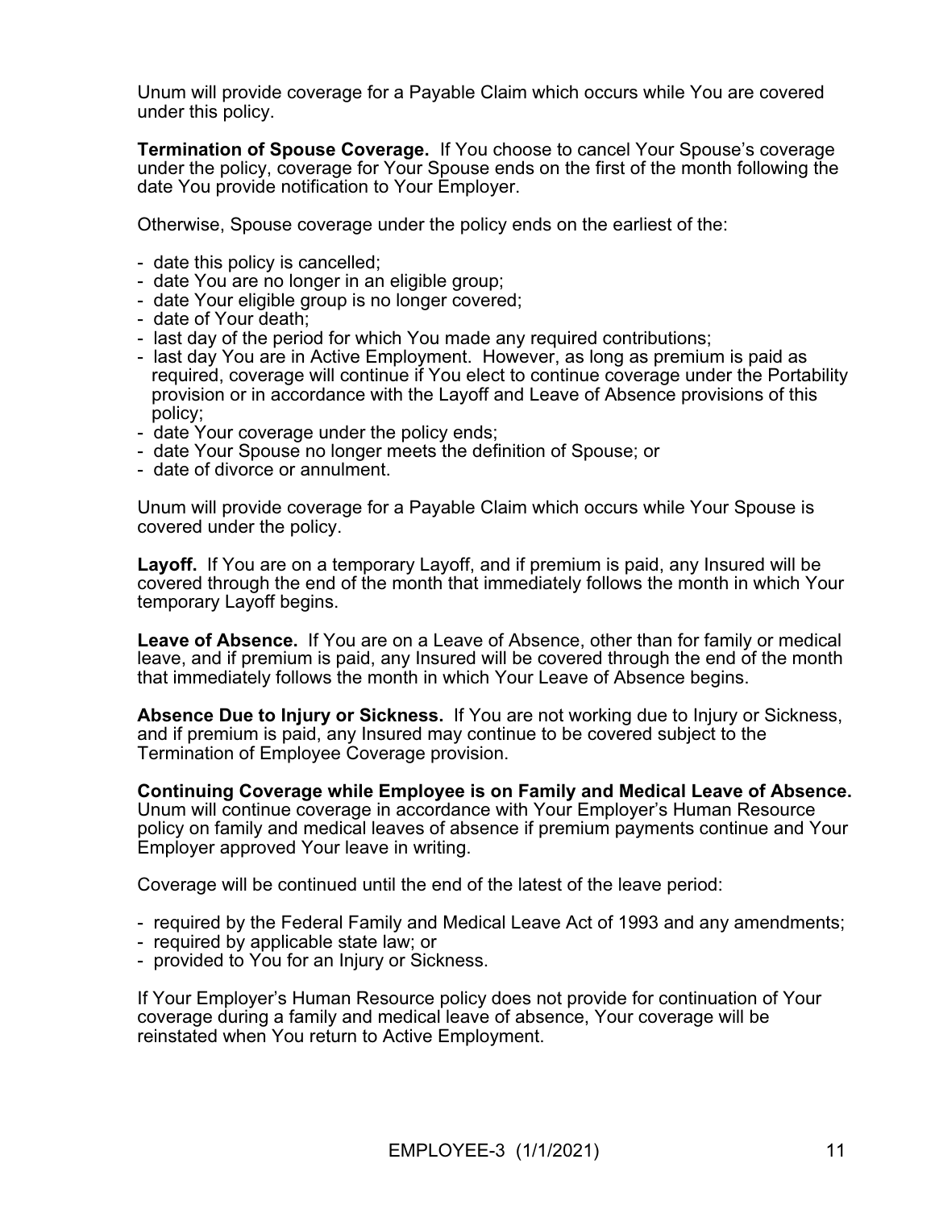Unum will provide coverage for a Payable Claim which occurs while You are covered under this policy.

**Termination of Spouse Coverage.** If You choose to cancel Your Spouse's coverage under the policy, coverage for Your Spouse ends on the first of the month following the date You provide notification to Your Employer.

Otherwise, Spouse coverage under the policy ends on the earliest of the:

- date this policy is cancelled;
- date You are no longer in an eligible group;
- date Your eligible group is no longer covered;
- date of Your death;
- last day of the period for which You made any required contributions;
- last day You are in Active Employment. However, as long as premium is paid as required, coverage will continue if You elect to continue coverage under the Portability provision or in accordance with the Layoff and Leave of Absence provisions of this policy;
- date Your coverage under the policy ends;
- date Your Spouse no longer meets the definition of Spouse; or
- date of divorce or annulment.

Unum will provide coverage for a Payable Claim which occurs while Your Spouse is covered under the policy.

**Layoff.** If You are on a temporary Layoff, and if premium is paid, any Insured will be covered through the end of the month that immediately follows the month in which Your temporary Layoff begins.

**Leave of Absence.** If You are on a Leave of Absence, other than for family or medical leave, and if premium is paid, any Insured will be covered through the end of the month that immediately follows the month in which Your Leave of Absence begins.

**Absence Due to Injury or Sickness.** If You are not working due to Injury or Sickness, and if premium is paid, any Insured may continue to be covered subject to the Termination of Employee Coverage provision.

**Continuing Coverage while Employee is on Family and Medical Leave of Absence.** Unum will continue coverage in accordance with Your Employer's Human Resource policy on family and medical leaves of absence if premium payments continue and Your Employer approved Your leave in writing.

Coverage will be continued until the end of the latest of the leave period:

- required by the Federal Family and Medical Leave Act of 1993 and any amendments;
- required by applicable state law; or
- provided to You for an Injury or Sickness.

If Your Employer's Human Resource policy does not provide for continuation of Your coverage during a family and medical leave of absence, Your coverage will be reinstated when You return to Active Employment.

EMPLOYEE-3 (1/1/2021)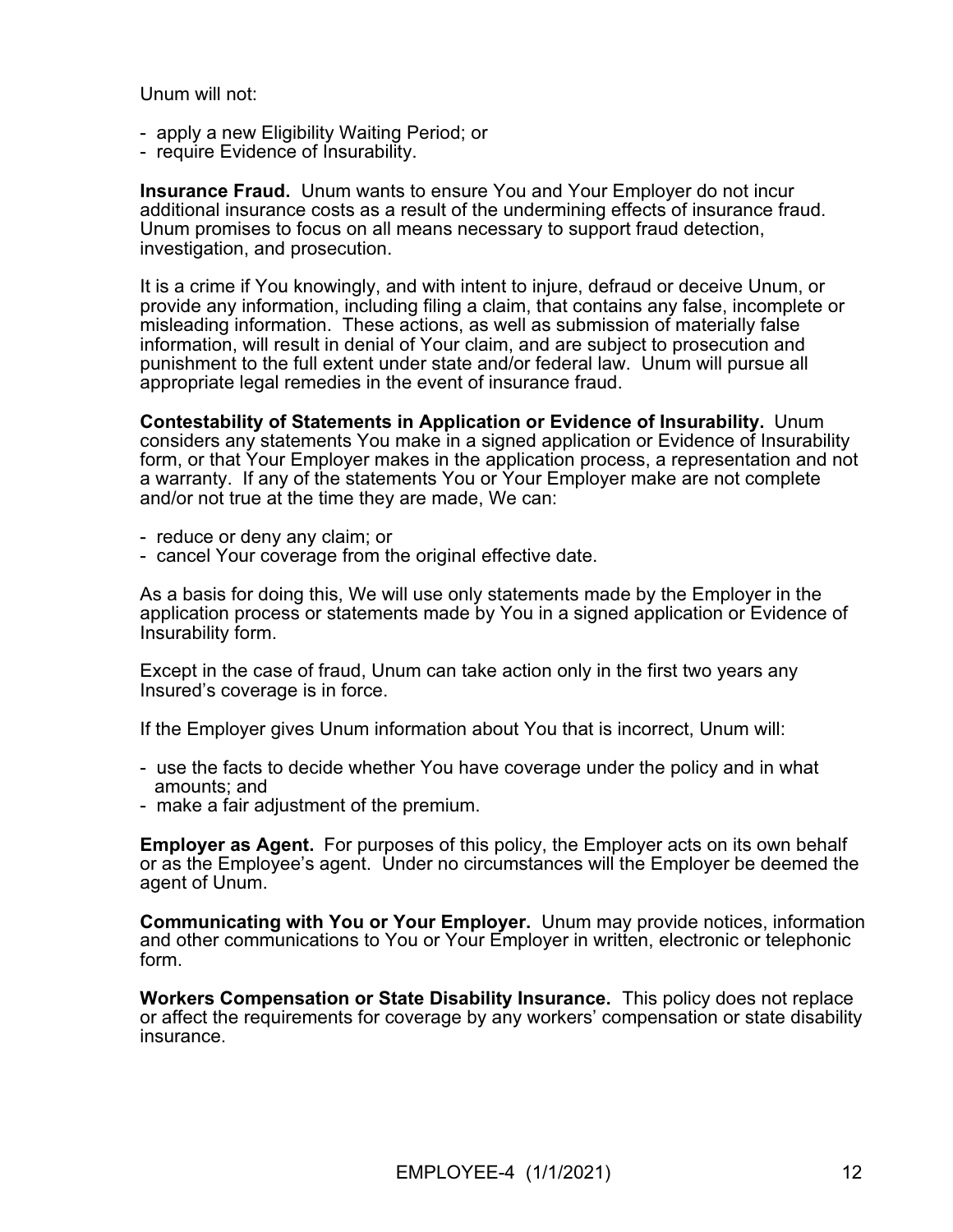Unum will not:

- apply a new Eligibility Waiting Period; or
- require Evidence of Insurability.

**Insurance Fraud.** Unum wants to ensure You and Your Employer do not incur additional insurance costs as a result of the undermining effects of insurance fraud. Unum promises to focus on all means necessary to support fraud detection, investigation, and prosecution.

It is a crime if You knowingly, and with intent to injure, defraud or deceive Unum, or provide any information, including filing a claim, that contains any false, incomplete or misleading information. These actions, as well as submission of materially false information, will result in denial of Your claim, and are subject to prosecution and punishment to the full extent under state and/or federal law. Unum will pursue all appropriate legal remedies in the event of insurance fraud.

**Contestability of Statements in Application or Evidence of Insurability.** Unum considers any statements You make in a signed application or Evidence of Insurability form, or that Your Employer makes in the application process, a representation and not a warranty. If any of the statements You or Your Employer make are not complete and/or not true at the time they are made, We can:

- reduce or deny any claim; or
- cancel Your coverage from the original effective date.

As a basis for doing this, We will use only statements made by the Employer in the application process or statements made by You in a signed application or Evidence of Insurability form.

Except in the case of fraud, Unum can take action only in the first two years any Insured's coverage is in force.

If the Employer gives Unum information about You that is incorrect, Unum will:

- use the facts to decide whether You have coverage under the policy and in what amounts; and
- make a fair adjustment of the premium.

**Employer as Agent.** For purposes of this policy, the Employer acts on its own behalf or as the Employee's agent. Under no circumstances will the Employer be deemed the agent of Unum.

**Communicating with You or Your Employer.** Unum may provide notices, information and other communications to You or Your Employer in written, electronic or telephonic form.

**Workers Compensation or State Disability Insurance.** This policy does not replace or affect the requirements for coverage by any workers' compensation or state disability insurance.

EMPLOYEE-4 (1/1/2021)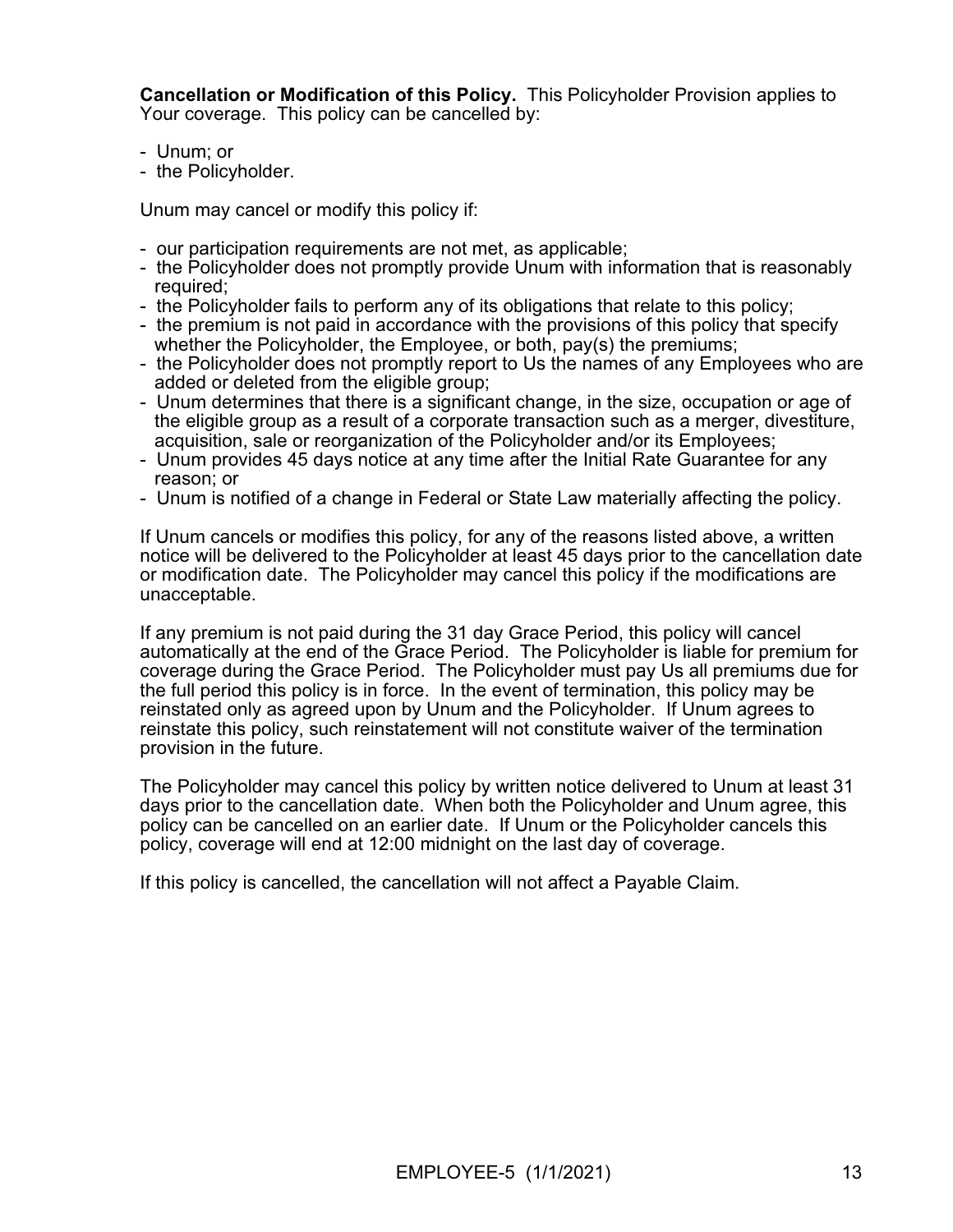**Cancellation or Modification of this Policy.** This Policyholder Provision applies to Your coverage. This policy can be cancelled by:

- Unum; or
- the Policyholder.

Unum may cancel or modify this policy if:

- our participation requirements are not met, as applicable;
- the Policyholder does not promptly provide Unum with information that is reasonably required;
- the Policyholder fails to perform any of its obligations that relate to this policy;
- the premium is not paid in accordance with the provisions of this policy that specify whether the Policyholder, the Employee, or both, pay(s) the premiums;
- the Policyholder does not promptly report to Us the names of any Employees who are added or deleted from the eligible group;
- Unum determines that there is a significant change, in the size, occupation or age of the eligible group as a result of a corporate transaction such as a merger, divestiture, acquisition, sale or reorganization of the Policyholder and/or its Employees;
- Unum provides 45 days notice at any time after the Initial Rate Guarantee for any reason; or
- Unum is notified of a change in Federal or State Law materially affecting the policy.

If Unum cancels or modifies this policy, for any of the reasons listed above, a written notice will be delivered to the Policyholder at least 45 days prior to the cancellation date or modification date. The Policyholder may cancel this policy if the modifications are unacceptable.

If any premium is not paid during the 31 day Grace Period, this policy will cancel automatically at the end of the Grace Period. The Policyholder is liable for premium for coverage during the Grace Period. The Policyholder must pay Us all premiums due for the full period this policy is in force. In the event of termination, this policy may be reinstated only as agreed upon by Unum and the Policyholder. If Unum agrees to reinstate this policy, such reinstatement will not constitute waiver of the termination provision in the future.

The Policyholder may cancel this policy by written notice delivered to Unum at least 31 days prior to the cancellation date. When both the Policyholder and Unum agree, this policy can be cancelled on an earlier date. If Unum or the Policyholder cancels this policy, coverage will end at 12:00 midnight on the last day of coverage.

If this policy is cancelled, the cancellation will not affect a Payable Claim.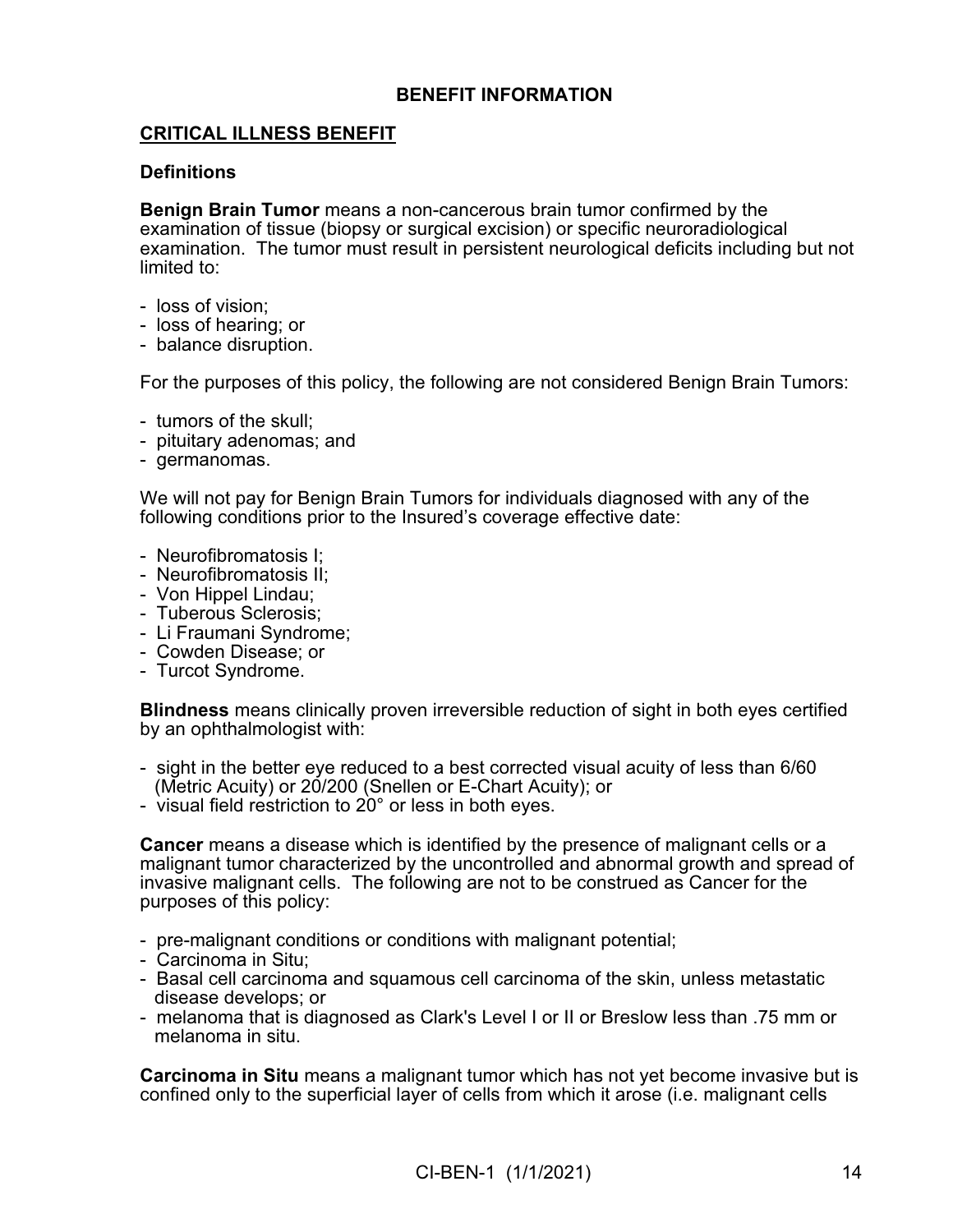# BENEFIT INFORMATION

## CRITICAL ILLNESS BENEFIT

### Definitions

**Benign Brain Tumor** means a non-cancerous brain tumor confirmed by the examination of tissue (biopsy or surgical excision) or specific neuroradiological examination. The tumor must result in persistent neurological deficits including but not limited to:

- loss of vision;
- loss of hearing; or
- balance disruption.

For the purposes of this policy, the following are not considered Benign Brain Tumors:

- tumors of the skull;
- pituitary adenomas; and
- germanomas.

We will not pay for Benign Brain Tumors for individuals diagnosed with any of the following conditions prior to the Insured's coverage effective date:

- Neurofibromatosis I;
- Neurofibromatosis II;
- Von Hippel Lindau;
- Tuberous Sclerosis;
- Li Fraumani Syndrome;
- Cowden Disease; or
- Turcot Syndrome.

**Blindness** means clinically proven irreversible reduction of sight in both eyes certified by an ophthalmologist with:

- sight in the better eye reduced to a best corrected visual acuity of less than 6/60 (Metric Acuity) or 20/200 (Snellen or E-Chart Acuity); or
- visual field restriction to 20° or less in both eyes.

**Cancer** means a disease which is identified by the presence of malignant cells or a malignant tumor characterized by the uncontrolled and abnormal growth and spread of invasive malignant cells. The following are not to be construed as Cancer for the purposes of this policy:

- pre-malignant conditions or conditions with malignant potential;
- Carcinoma in Situ;
- Basal cell carcinoma and squamous cell carcinoma of the skin, unless metastatic disease develops; or
- melanoma that is diagnosed as Clark's Level I or II or Breslow less than .75 mm or melanoma in situ.

**Carcinoma in Situ** means a malignant tumor which has not yet become invasive but is confined only to the superficial layer of cells from which it arose (i.e. malignant cells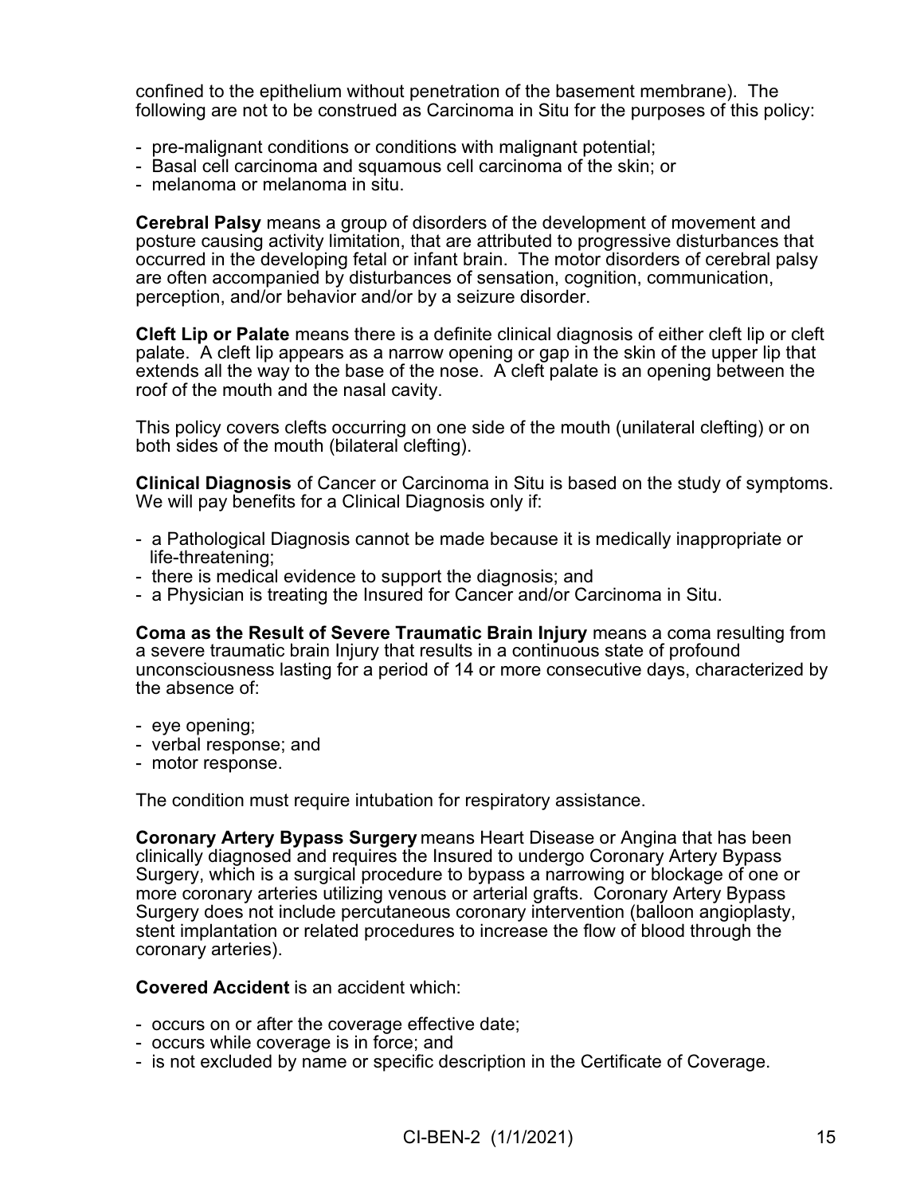confined to the epithelium without penetration of the basement membrane). The following are not to be construed as Carcinoma in Situ for the purposes of this policy:

- pre-malignant conditions or conditions with malignant potential;
- Basal cell carcinoma and squamous cell carcinoma of the skin; or
- melanoma or melanoma in situ.

**Cerebral Palsy** means a group of disorders of the development of movement and posture causing activity limitation, that are attributed to progressive disturbances that occurred in the developing fetal or infant brain. The motor disorders of cerebral palsy are often accompanied by disturbances of sensation, cognition, communication, perception, and/or behavior and/or by a seizure disorder.

**Cleft Lip or Palate** means there is a definite clinical diagnosis of either cleft lip or cleft palate. A cleft lip appears as a narrow opening or gap in the skin of the upper lip that extends all the way to the base of the nose. A cleft palate is an opening between the roof of the mouth and the nasal cavity.

This policy covers clefts occurring on one side of the mouth (unilateral clefting) or on both sides of the mouth (bilateral clefting).

**Clinical Diagnosis** of Cancer or Carcinoma in Situ is based on the study of symptoms. We will pay benefits for a Clinical Diagnosis only if:

- a Pathological Diagnosis cannot be made because it is medically inappropriate or life-threatening;
- there is medical evidence to support the diagnosis; and
- a Physician is treating the Insured for Cancer and/or Carcinoma in Situ.

**Coma as the Result of Severe Traumatic Brain Injury** means a coma resulting from a severe traumatic brain Injury that results in a continuous state of profound unconsciousness lasting for a period of 14 or more consecutive days, characterized by the absence of:

- eye opening;
- verbal response; and
- motor response.

The condition must require intubation for respiratory assistance.

**Coronary Artery Bypass Surgery** means Heart Disease or Angina that has been clinically diagnosed and requires the Insured to undergo Coronary Artery Bypass Surgery, which is a surgical procedure to bypass a narrowing or blockage of one or more coronary arteries utilizing venous or arterial grafts. Coronary Artery Bypass Surgery does not include percutaneous coronary intervention (balloon angioplasty, stent implantation or related procedures to increase the flow of blood through the coronary arteries).

**Covered Accident** is an accident which:

- occurs on or after the coverage effective date;
- occurs while coverage is in force; and
- is not excluded by name or specific description in the Certificate of Coverage.

CI-BEN-2 (1/1/2021)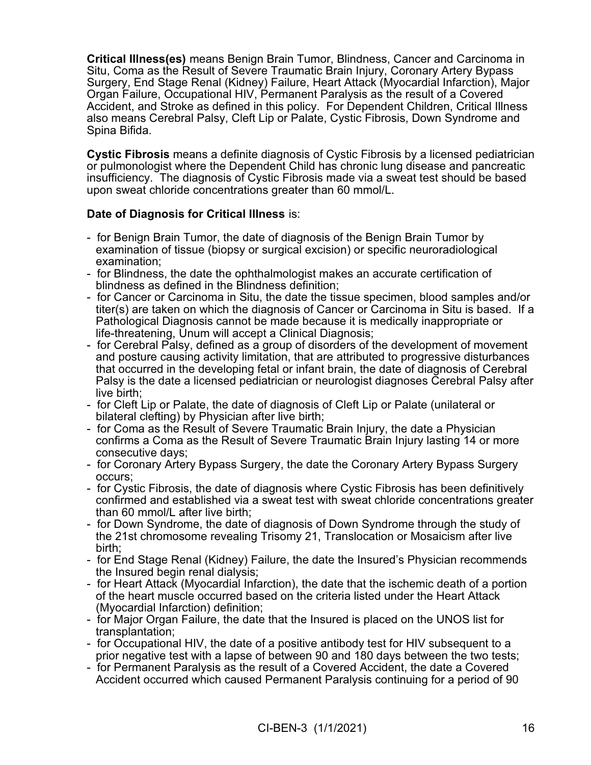**Critical Illness(es)** means Benign Brain Tumor, Blindness, Cancer and Carcinoma in Situ, Coma as the Result of Severe Traumatic Brain Injury, Coronary Artery Bypass Surgery, End Stage Renal (Kidney) Failure, Heart Attack (Myocardial Infarction), Major Organ Failure, Occupational HIV, Permanent Paralysis as the result of a Covered Accident, and Stroke as defined in this policy. For Dependent Children, Critical Illness also means Cerebral Palsy, Cleft Lip or Palate, Cystic Fibrosis, Down Syndrome and Spina Bifida.

**Cystic Fibrosis** means a definite diagnosis of Cystic Fibrosis by a licensed pediatrician or pulmonologist where the Dependent Child has chronic lung disease and pancreatic insufficiency. The diagnosis of Cystic Fibrosis made via a sweat test should be based upon sweat chloride concentrations greater than 60 mmol/L.

**Date of Diagnosis for Critical Illness** is:

- for Benign Brain Tumor, the date of diagnosis of the Benign Brain Tumor by examination of tissue (biopsy or surgical excision) or specific neuroradiological examination;
- for Blindness, the date the ophthalmologist makes an accurate certification of blindness as defined in the Blindness definition;
- for Cancer or Carcinoma in Situ, the date the tissue specimen, blood samples and/or titer(s) are taken on which the diagnosis of Cancer or Carcinoma in Situ is based. If a Pathological Diagnosis cannot be made because it is medically inappropriate or life-threatening, Unum will accept a Clinical Diagnosis;
- for Cerebral Palsy, defined as a group of disorders of the development of movement and posture causing activity limitation, that are attributed to progressive disturbances that occurred in the developing fetal or infant brain, the date of diagnosis of Cerebral Palsy is the date a licensed pediatrician or neurologist diagnoses Cerebral Palsy after live birth;
- for Cleft Lip or Palate, the date of diagnosis of Cleft Lip or Palate (unilateral or bilateral clefting) by Physician after live birth;
- for Coma as the Result of Severe Traumatic Brain Injury, the date a Physician confirms a Coma as the Result of Severe Traumatic Brain Injury lasting 14 or more consecutive days;
- for Coronary Artery Bypass Surgery, the date the Coronary Artery Bypass Surgery occurs;
- for Cystic Fibrosis, the date of diagnosis where Cystic Fibrosis has been definitively confirmed and established via a sweat test with sweat chloride concentrations greater than 60 mmol/L after live birth;
- for Down Syndrome, the date of diagnosis of Down Syndrome through the study of the 21st chromosome revealing Trisomy 21, Translocation or Mosaicism after live birth;
- for End Stage Renal (Kidney) Failure, the date the Insured's Physician recommends the Insured begin renal dialysis;
- for Heart Attack (Myocardial Infarction), the date that the ischemic death of a portion of the heart muscle occurred based on the criteria listed under the Heart Attack (Myocardial Infarction) definition;
- for Major Organ Failure, the date that the Insured is placed on the UNOS list for transplantation;
- for Occupational HIV, the date of a positive antibody test for HIV subsequent to a prior negative test with a lapse of between 90 and 180 days between the two tests;
- for Permanent Paralysis as the result of a Covered Accident, the date a Covered Accident occurred which caused Permanent Paralysis continuing for a period of 90

CI-BEN-3 (1/1/2021)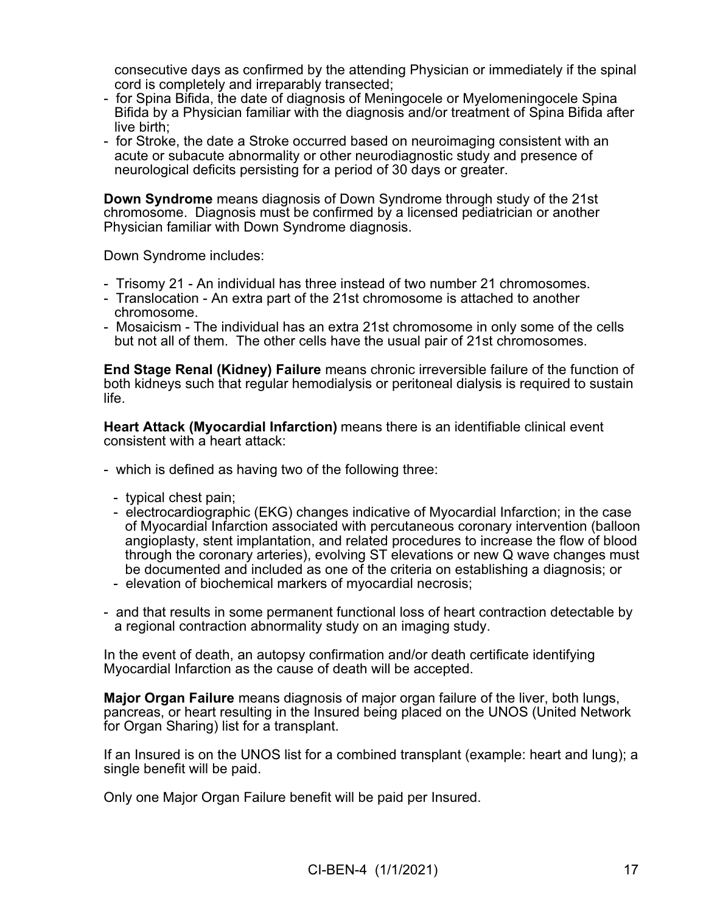consecutive days as confirmed by the attending Physician or immediately if the spinal cord is completely and irreparably transected;
- for Spina Bifida, the date of diagnosis of Meningocele or Myelomeningocele Spina Bifida by a Physician familiar with the diagnosis and/or treatment of Spina Bifida after live birth;
- for Stroke, the date a Stroke occurred based on neuroimaging consistent with an acute or subacute abnormality or other neurodiagnostic study and presence of neurological deficits persisting for a period of 30 days or greater.

**Down Syndrome** means diagnosis of Down Syndrome through study of the 21st chromosome. Diagnosis must be confirmed by a licensed pediatrician or another Physician familiar with Down Syndrome diagnosis.

Down Syndrome includes:

- Trisomy 21 - An individual has three instead of two number 21 chromosomes.
- Translocation - An extra part of the 21st chromosome is attached to another chromosome.
- Mosaicism - The individual has an extra 21st chromosome in only some of the cells but not all of them. The other cells have the usual pair of 21st chromosomes.

**End Stage Renal (Kidney) Failure** means chronic irreversible failure of the function of both kidneys such that regular hemodialysis or peritoneal dialysis is required to sustain life.

**Heart Attack (Myocardial Infarction)** means there is an identifiable clinical event consistent with a heart attack:

- which is defined as having two of the following three:
  - typical chest pain;
  - electrocardiographic (EKG) changes indicative of Myocardial Infarction; in the case of Myocardial Infarction associated with percutaneous coronary intervention (balloon angioplasty, stent implantation, and related procedures to increase the flow of blood through the coronary arteries), evolving ST elevations or new Q wave changes must be documented and included as one of the criteria on establishing a diagnosis; or
  - elevation of biochemical markers of myocardial necrosis;
- and that results in some permanent functional loss of heart contraction detectable by a regional contraction abnormality study on an imaging study.

In the event of death, an autopsy confirmation and/or death certificate identifying Myocardial Infarction as the cause of death will be accepted.

**Major Organ Failure** means diagnosis of major organ failure of the liver, both lungs, pancreas, or heart resulting in the Insured being placed on the UNOS (United Network for Organ Sharing) list for a transplant.

If an Insured is on the UNOS list for a combined transplant (example: heart and lung); a single benefit will be paid.

Only one Major Organ Failure benefit will be paid per Insured.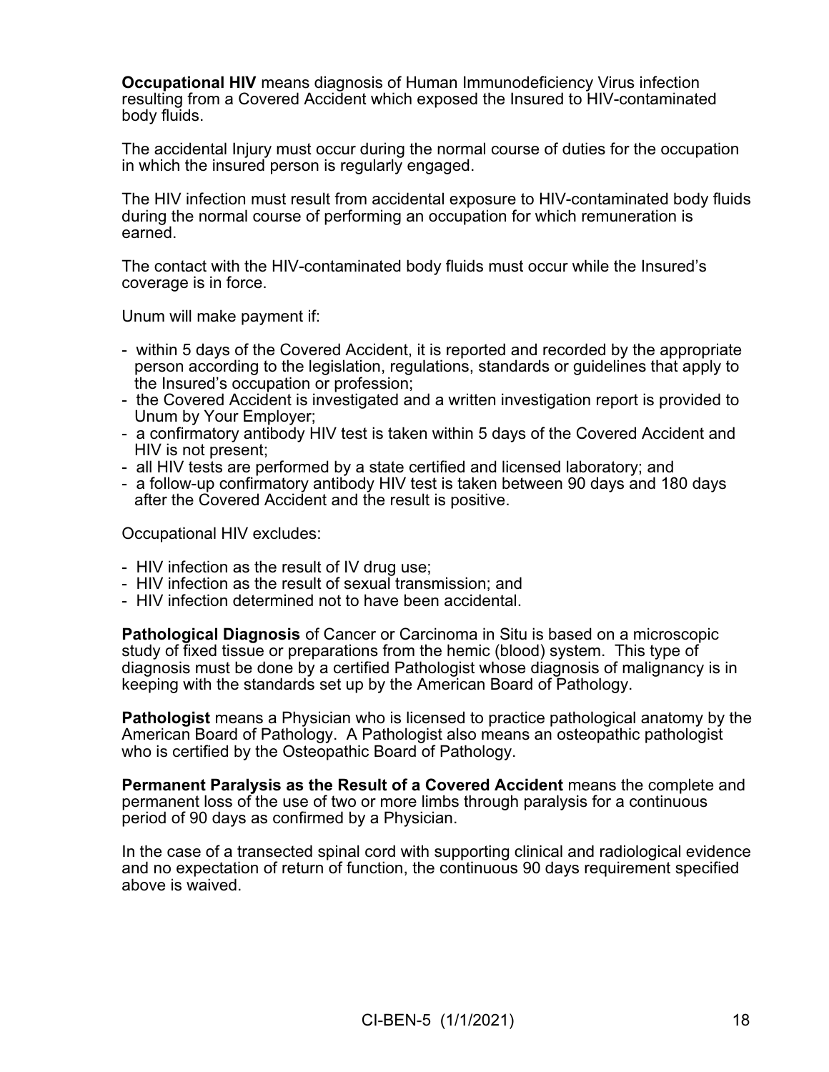**Occupational HIV** means diagnosis of Human Immunodeficiency Virus infection resulting from a Covered Accident which exposed the Insured to HIV-contaminated body fluids.

The accidental Injury must occur during the normal course of duties for the occupation in which the insured person is regularly engaged.

The HIV infection must result from accidental exposure to HIV-contaminated body fluids during the normal course of performing an occupation for which remuneration is earned.

The contact with the HIV-contaminated body fluids must occur while the Insured's coverage is in force.

Unum will make payment if:

- within 5 days of the Covered Accident, it is reported and recorded by the appropriate person according to the legislation, regulations, standards or guidelines that apply to the Insured's occupation or profession;
- the Covered Accident is investigated and a written investigation report is provided to Unum by Your Employer;
- a confirmatory antibody HIV test is taken within 5 days of the Covered Accident and HIV is not present;
- all HIV tests are performed by a state certified and licensed laboratory; and
- a follow-up confirmatory antibody HIV test is taken between 90 days and 180 days after the Covered Accident and the result is positive.

Occupational HIV excludes:

- HIV infection as the result of IV drug use;
- HIV infection as the result of sexual transmission; and
- HIV infection determined not to have been accidental.

**Pathological Diagnosis** of Cancer or Carcinoma in Situ is based on a microscopic study of fixed tissue or preparations from the hemic (blood) system. This type of diagnosis must be done by a certified Pathologist whose diagnosis of malignancy is in keeping with the standards set up by the American Board of Pathology.

**Pathologist** means a Physician who is licensed to practice pathological anatomy by the American Board of Pathology. A Pathologist also means an osteopathic pathologist who is certified by the Osteopathic Board of Pathology.

**Permanent Paralysis as the Result of a Covered Accident** means the complete and permanent loss of the use of two or more limbs through paralysis for a continuous period of 90 days as confirmed by a Physician.

In the case of a transected spinal cord with supporting clinical and radiological evidence and no expectation of return of function, the continuous 90 days requirement specified above is waived.

CI-BEN-5 (1/1/2021)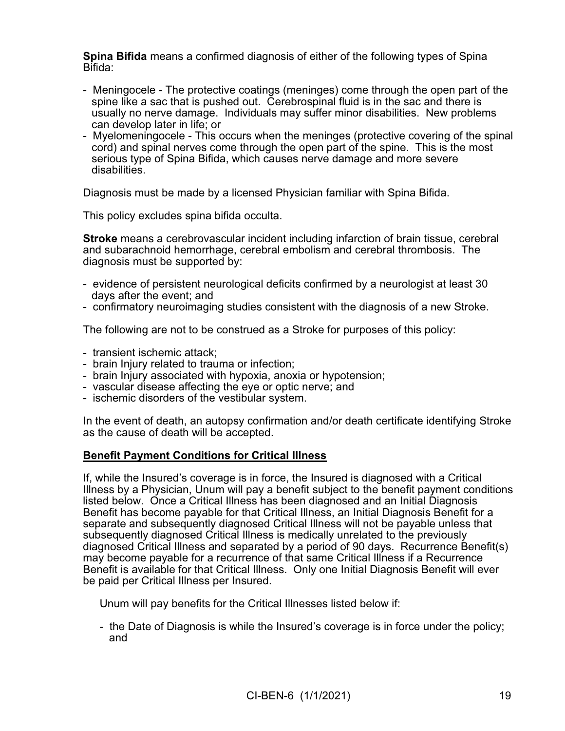**Spina Bifida** means a confirmed diagnosis of either of the following types of Spina Bifida:

- Meningocele - The protective coatings (meninges) come through the open part of the spine like a sac that is pushed out. Cerebrospinal fluid is in the sac and there is usually no nerve damage. Individuals may suffer minor disabilities. New problems can develop later in life; or
- Myelomeningocele - This occurs when the meninges (protective covering of the spinal cord) and spinal nerves come through the open part of the spine. This is the most serious type of Spina Bifida, which causes nerve damage and more severe disabilities.

Diagnosis must be made by a licensed Physician familiar with Spina Bifida.

This policy excludes spina bifida occulta.

**Stroke** means a cerebrovascular incident including infarction of brain tissue, cerebral and subarachnoid hemorrhage, cerebral embolism and cerebral thrombosis. The diagnosis must be supported by:

- evidence of persistent neurological deficits confirmed by a neurologist at least 30 days after the event; and
- confirmatory neuroimaging studies consistent with the diagnosis of a new Stroke.

The following are not to be construed as a Stroke for purposes of this policy:

- transient ischemic attack;
- brain Injury related to trauma or infection;
- brain Injury associated with hypoxia, anoxia or hypotension;
- vascular disease affecting the eye or optic nerve; and
- ischemic disorders of the vestibular system.

In the event of death, an autopsy confirmation and/or death certificate identifying Stroke as the cause of death will be accepted.

**Benefit Payment Conditions for Critical Illness**

If, while the Insured's coverage is in force, the Insured is diagnosed with a Critical Illness by a Physician, Unum will pay a benefit subject to the benefit payment conditions listed below. Once a Critical Illness has been diagnosed and an Initial Diagnosis Benefit has become payable for that Critical Illness, an Initial Diagnosis Benefit for a separate and subsequently diagnosed Critical Illness will not be payable unless that subsequently diagnosed Critical Illness is medically unrelated to the previously diagnosed Critical Illness and separated by a period of 90 days. Recurrence Benefit(s) may become payable for a recurrence of that same Critical Illness if a Recurrence Benefit is available for that Critical Illness. Only one Initial Diagnosis Benefit will ever be paid per Critical Illness per Insured.

Unum will pay benefits for the Critical Illnesses listed below if:

- the Date of Diagnosis is while the Insured's coverage is in force under the policy; and

CI-BEN-6 (1/1/2021)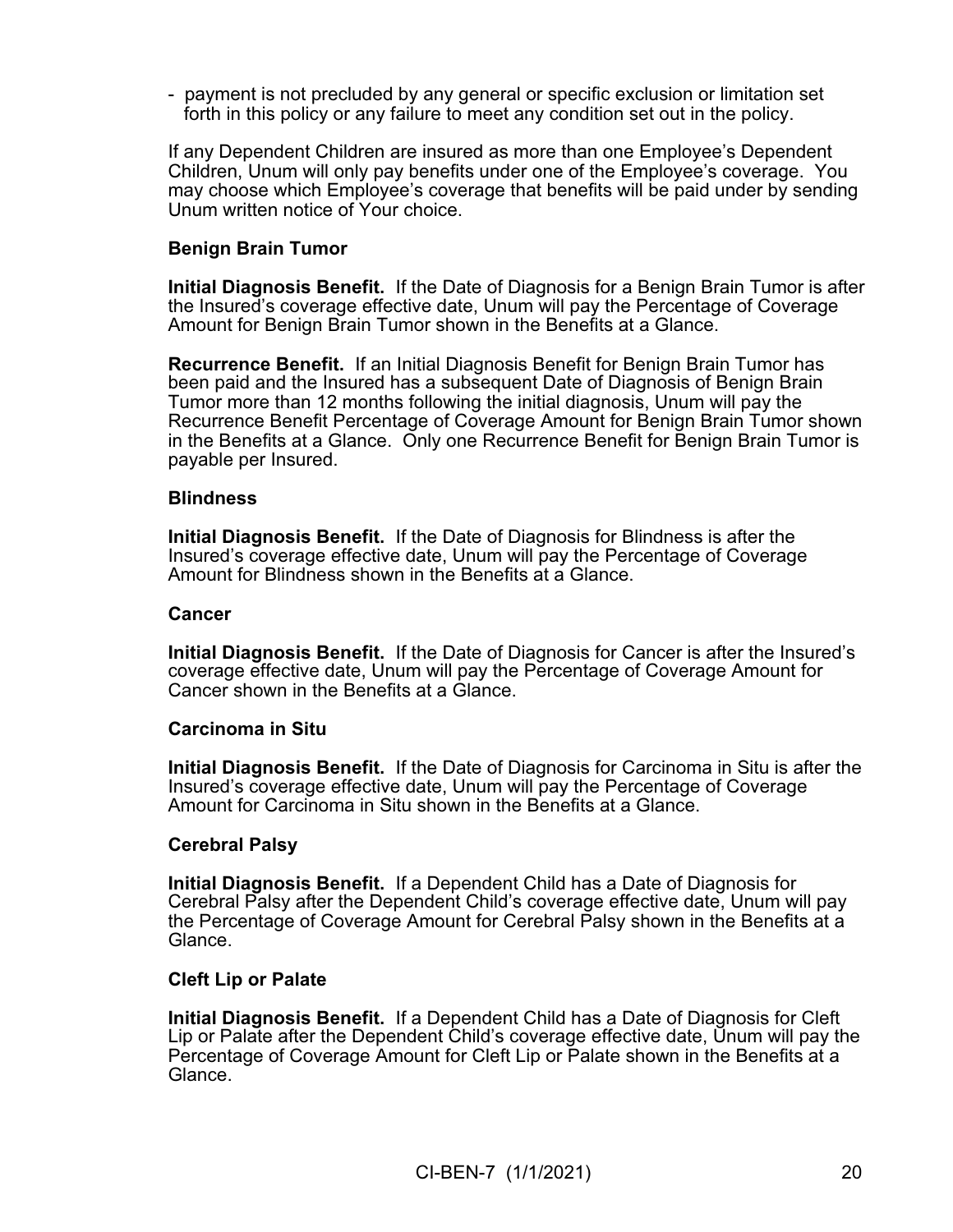- payment is not precluded by any general or specific exclusion or limitation set forth in this policy or any failure to meet any condition set out in the policy.

If any Dependent Children are insured as more than one Employee's Dependent Children, Unum will only pay benefits under one of the Employee's coverage. You may choose which Employee's coverage that benefits will be paid under by sending Unum written notice of Your choice.

**Benign Brain Tumor**

**Initial Diagnosis Benefit.** If the Date of Diagnosis for a Benign Brain Tumor is after the Insured's coverage effective date, Unum will pay the Percentage of Coverage Amount for Benign Brain Tumor shown in the Benefits at a Glance.

**Recurrence Benefit.** If an Initial Diagnosis Benefit for Benign Brain Tumor has been paid and the Insured has a subsequent Date of Diagnosis of Benign Brain Tumor more than 12 months following the initial diagnosis, Unum will pay the Recurrence Benefit Percentage of Coverage Amount for Benign Brain Tumor shown in the Benefits at a Glance. Only one Recurrence Benefit for Benign Brain Tumor is payable per Insured.

**Blindness**

**Initial Diagnosis Benefit.** If the Date of Diagnosis for Blindness is after the Insured's coverage effective date, Unum will pay the Percentage of Coverage Amount for Blindness shown in the Benefits at a Glance.

**Cancer**

**Initial Diagnosis Benefit.** If the Date of Diagnosis for Cancer is after the Insured's coverage effective date, Unum will pay the Percentage of Coverage Amount for Cancer shown in the Benefits at a Glance.

**Carcinoma in Situ**

**Initial Diagnosis Benefit.** If the Date of Diagnosis for Carcinoma in Situ is after the Insured's coverage effective date, Unum will pay the Percentage of Coverage Amount for Carcinoma in Situ shown in the Benefits at a Glance.

**Cerebral Palsy**

**Initial Diagnosis Benefit.** If a Dependent Child has a Date of Diagnosis for Cerebral Palsy after the Dependent Child's coverage effective date, Unum will pay the Percentage of Coverage Amount for Cerebral Palsy shown in the Benefits at a Glance.

**Cleft Lip or Palate**

**Initial Diagnosis Benefit.** If a Dependent Child has a Date of Diagnosis for Cleft Lip or Palate after the Dependent Child's coverage effective date, Unum will pay the Percentage of Coverage Amount for Cleft Lip or Palate shown in the Benefits at a Glance.

CI-BEN-7 (1/1/2021)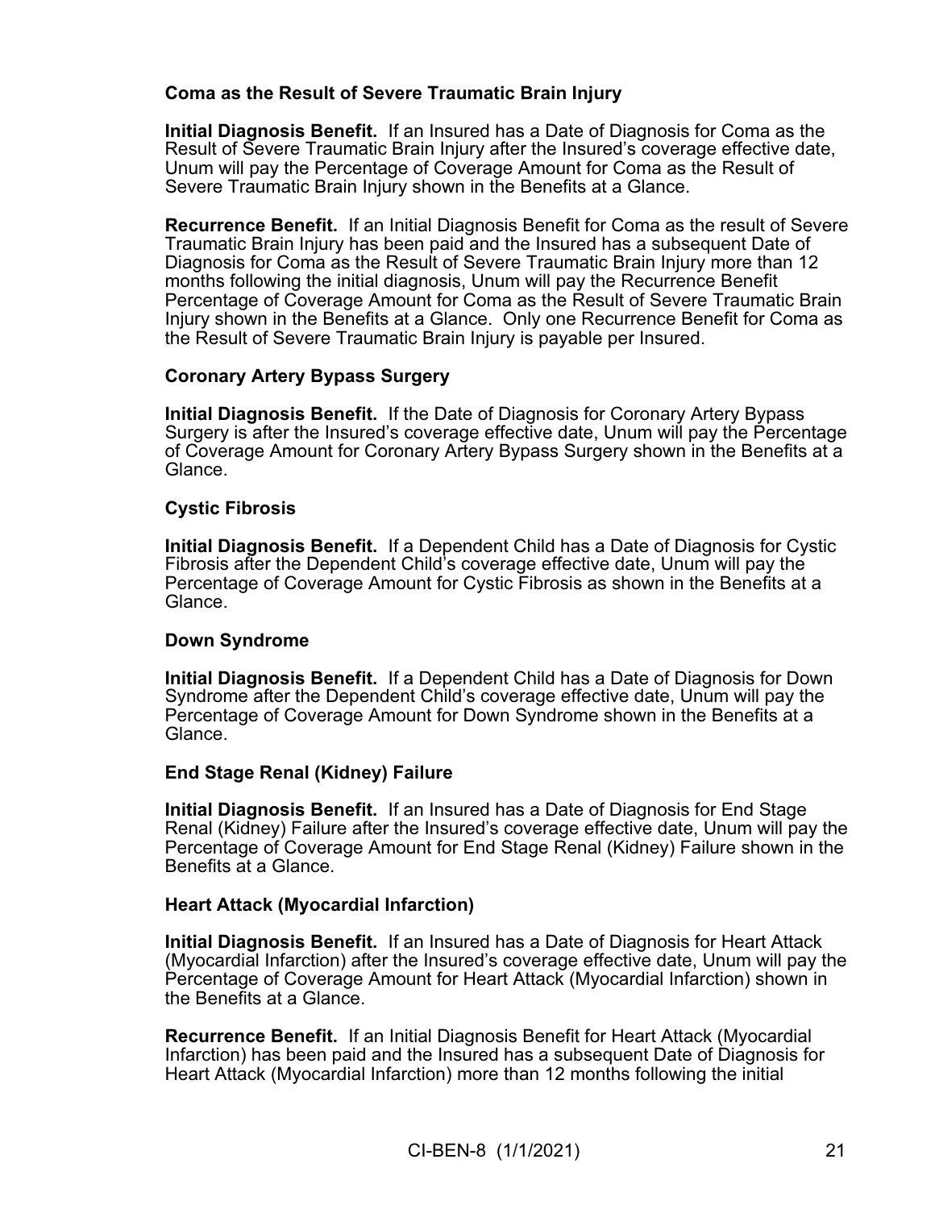### Coma as the Result of Severe Traumatic Brain Injury

**Initial Diagnosis Benefit.** If an Insured has a Date of Diagnosis for Coma as the Result of Severe Traumatic Brain Injury after the Insured's coverage effective date, Unum will pay the Percentage of Coverage Amount for Coma as the Result of Severe Traumatic Brain Injury shown in the Benefits at a Glance.

**Recurrence Benefit.** If an Initial Diagnosis Benefit for Coma as the result of Severe Traumatic Brain Injury has been paid and the Insured has a subsequent Date of Diagnosis for Coma as the Result of Severe Traumatic Brain Injury more than 12 months following the initial diagnosis, Unum will pay the Recurrence Benefit Percentage of Coverage Amount for Coma as the Result of Severe Traumatic Brain Injury shown in the Benefits at a Glance. Only one Recurrence Benefit for Coma as the Result of Severe Traumatic Brain Injury is payable per Insured.

### Coronary Artery Bypass Surgery

**Initial Diagnosis Benefit.** If the Date of Diagnosis for Coronary Artery Bypass Surgery is after the Insured's coverage effective date, Unum will pay the Percentage of Coverage Amount for Coronary Artery Bypass Surgery shown in the Benefits at a Glance.

### Cystic Fibrosis

**Initial Diagnosis Benefit.** If a Dependent Child has a Date of Diagnosis for Cystic Fibrosis after the Dependent Child's coverage effective date, Unum will pay the Percentage of Coverage Amount for Cystic Fibrosis as shown in the Benefits at a Glance.

### Down Syndrome

**Initial Diagnosis Benefit.** If a Dependent Child has a Date of Diagnosis for Down Syndrome after the Dependent Child's coverage effective date, Unum will pay the Percentage of Coverage Amount for Down Syndrome shown in the Benefits at a Glance.

### End Stage Renal (Kidney) Failure

**Initial Diagnosis Benefit.** If an Insured has a Date of Diagnosis for End Stage Renal (Kidney) Failure after the Insured's coverage effective date, Unum will pay the Percentage of Coverage Amount for End Stage Renal (Kidney) Failure shown in the Benefits at a Glance.

### Heart Attack (Myocardial Infarction)

**Initial Diagnosis Benefit.** If an Insured has a Date of Diagnosis for Heart Attack (Myocardial Infarction) after the Insured's coverage effective date, Unum will pay the Percentage of Coverage Amount for Heart Attack (Myocardial Infarction) shown in the Benefits at a Glance.

**Recurrence Benefit.** If an Initial Diagnosis Benefit for Heart Attack (Myocardial Infarction) has been paid and the Insured has a subsequent Date of Diagnosis for Heart Attack (Myocardial Infarction) more than 12 months following the initial

CI-BEN-8 (1/1/2021)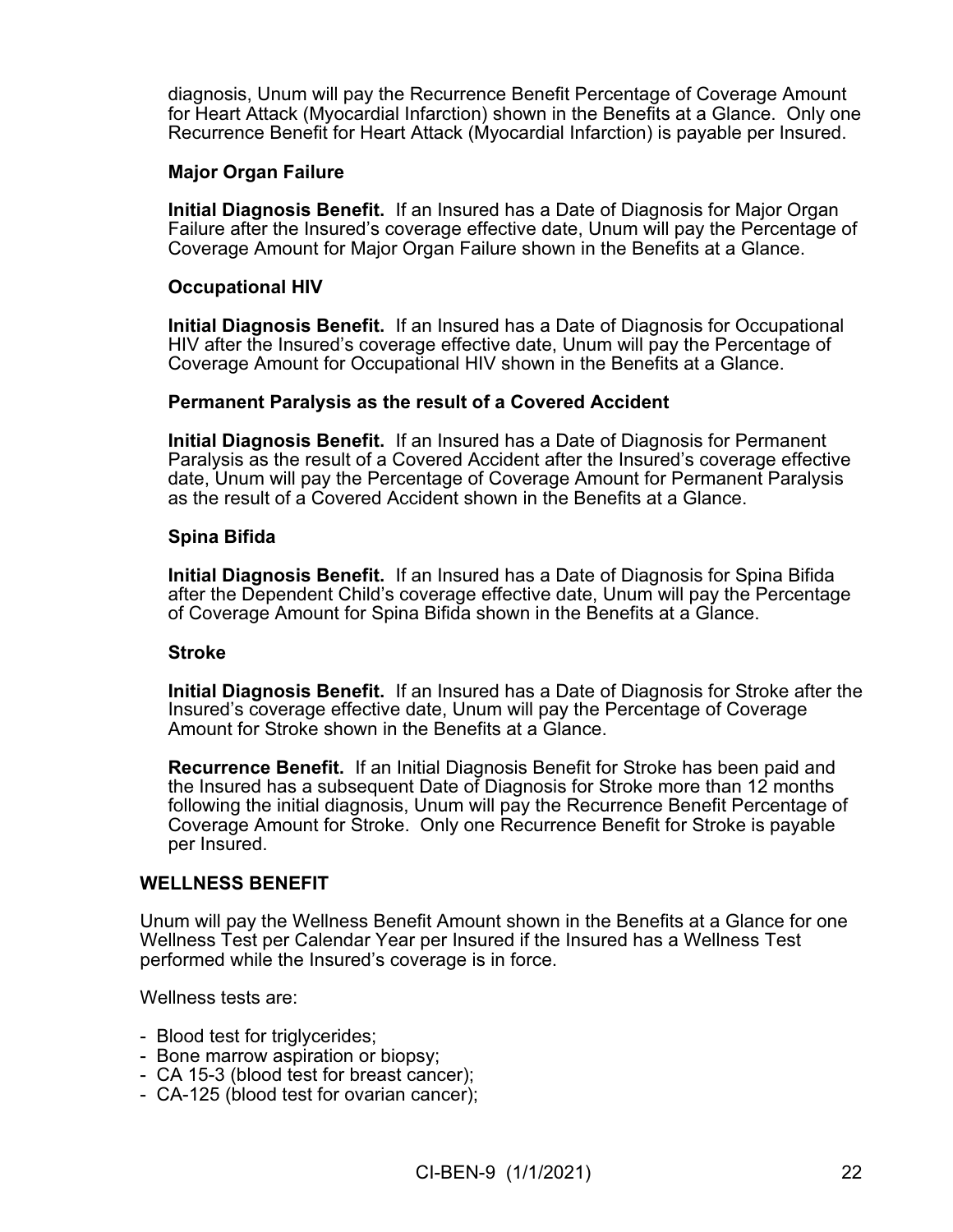diagnosis, Unum will pay the Recurrence Benefit Percentage of Coverage Amount for Heart Attack (Myocardial Infarction) shown in the Benefits at a Glance. Only one Recurrence Benefit for Heart Attack (Myocardial Infarction) is payable per Insured.

**Major Organ Failure**

**Initial Diagnosis Benefit.** If an Insured has a Date of Diagnosis for Major Organ Failure after the Insured's coverage effective date, Unum will pay the Percentage of Coverage Amount for Major Organ Failure shown in the Benefits at a Glance.

**Occupational HIV**

**Initial Diagnosis Benefit.** If an Insured has a Date of Diagnosis for Occupational HIV after the Insured's coverage effective date, Unum will pay the Percentage of Coverage Amount for Occupational HIV shown in the Benefits at a Glance.

**Permanent Paralysis as the result of a Covered Accident**

**Initial Diagnosis Benefit.** If an Insured has a Date of Diagnosis for Permanent Paralysis as the result of a Covered Accident after the Insured's coverage effective date, Unum will pay the Percentage of Coverage Amount for Permanent Paralysis as the result of a Covered Accident shown in the Benefits at a Glance.

**Spina Bifida**

**Initial Diagnosis Benefit.** If an Insured has a Date of Diagnosis for Spina Bifida after the Dependent Child's coverage effective date, Unum will pay the Percentage of Coverage Amount for Spina Bifida shown in the Benefits at a Glance.

**Stroke**

**Initial Diagnosis Benefit.** If an Insured has a Date of Diagnosis for Stroke after the Insured's coverage effective date, Unum will pay the Percentage of Coverage Amount for Stroke shown in the Benefits at a Glance.

**Recurrence Benefit.** If an Initial Diagnosis Benefit for Stroke has been paid and the Insured has a subsequent Date of Diagnosis for Stroke more than 12 months following the initial diagnosis, Unum will pay the Recurrence Benefit Percentage of Coverage Amount for Stroke. Only one Recurrence Benefit for Stroke is payable per Insured.

## WELLNESS BENEFIT

Unum will pay the Wellness Benefit Amount shown in the Benefits at a Glance for one Wellness Test per Calendar Year per Insured if the Insured has a Wellness Test performed while the Insured's coverage is in force.

Wellness tests are:

- Blood test for triglycerides;
- Bone marrow aspiration or biopsy;
- CA 15-3 (blood test for breast cancer);
- CA-125 (blood test for ovarian cancer);

CI-BEN-9 (1/1/2021)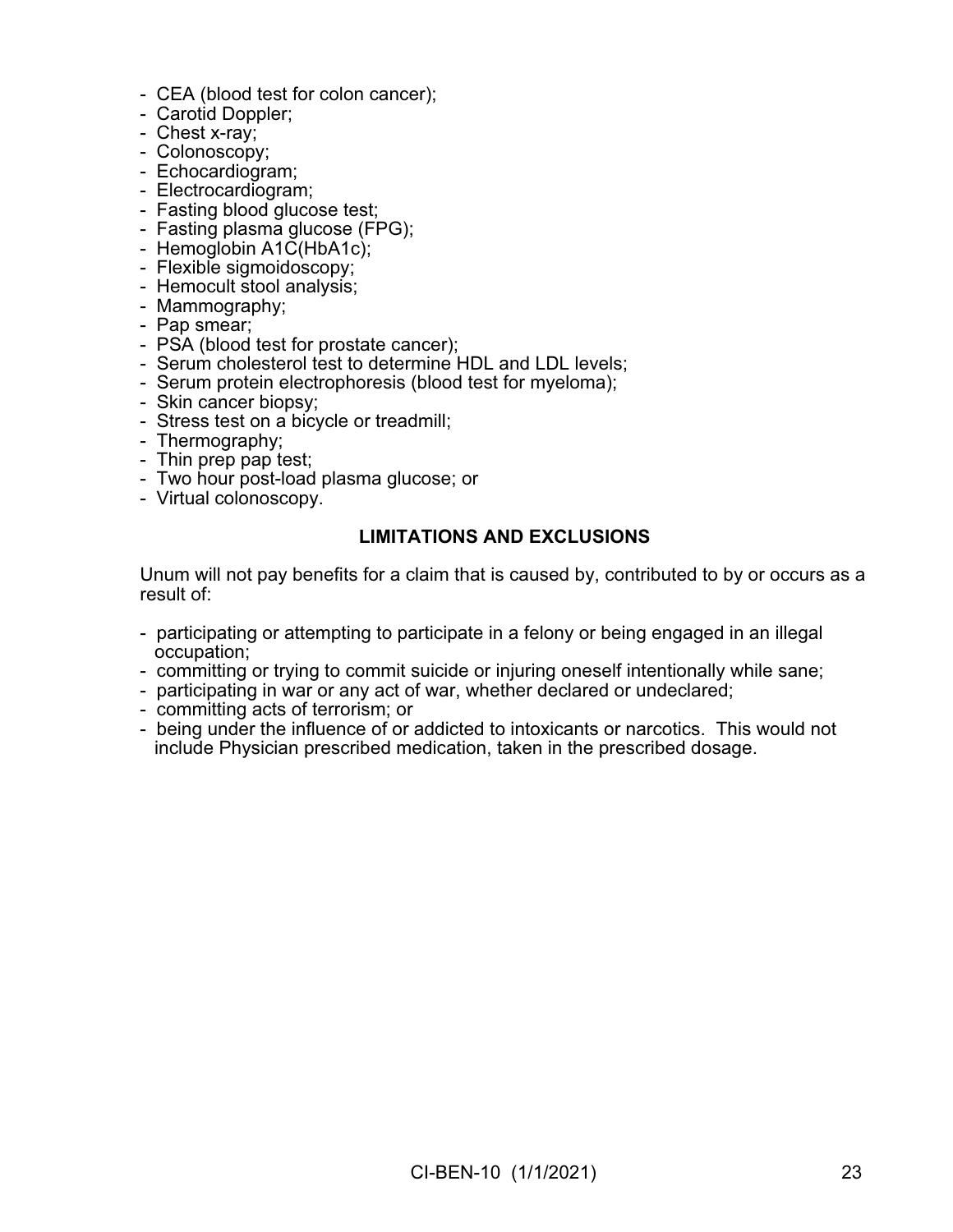- CEA (blood test for colon cancer);
- Carotid Doppler;
- Chest x-ray;
- Colonoscopy;
- Echocardiogram;
- Electrocardiogram;
- Fasting blood glucose test;
- Fasting plasma glucose (FPG);
- Hemoglobin A1C(HbA1c);
- Flexible sigmoidoscopy;
- Hemocult stool analysis;
- Mammography;
- Pap smear;
- PSA (blood test for prostate cancer);
- Serum cholesterol test to determine HDL and LDL levels;
- Serum protein electrophoresis (blood test for myeloma);
- Skin cancer biopsy;
- Stress test on a bicycle or treadmill;
- Thermography;
- Thin prep pap test;
- Two hour post-load plasma glucose; or
- Virtual colonoscopy.

## LIMITATIONS AND EXCLUSIONS

Unum will not pay benefits for a claim that is caused by, contributed to by or occurs as a result of:

- participating or attempting to participate in a felony or being engaged in an illegal occupation;
- committing or trying to commit suicide or injuring oneself intentionally while sane;
- participating in war or any act of war, whether declared or undeclared;
- committing acts of terrorism; or
- being under the influence of or addicted to intoxicants or narcotics. This would not include Physician prescribed medication, taken in the prescribed dosage.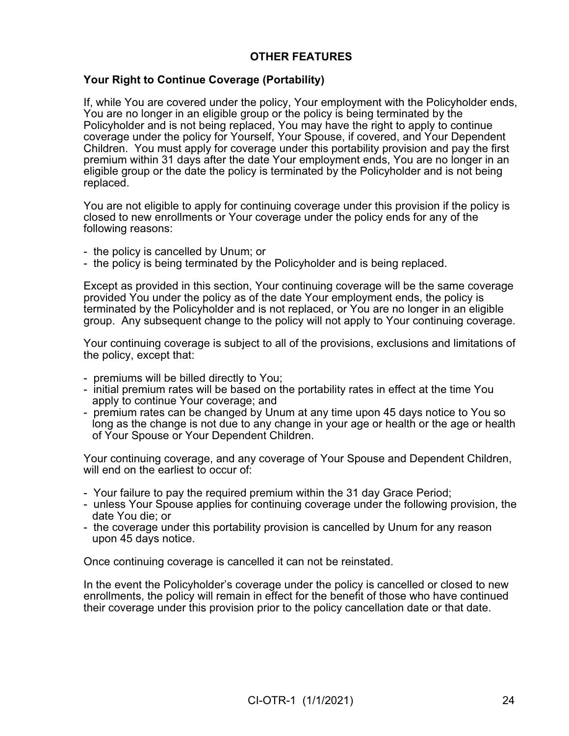## OTHER FEATURES

### Your Right to Continue Coverage (Portability)

If, while You are covered under the policy, Your employment with the Policyholder ends, You are no longer in an eligible group or the policy is being terminated by the Policyholder and is not being replaced, You may have the right to apply to continue coverage under the policy for Yourself, Your Spouse, if covered, and Your Dependent Children. You must apply for coverage under this portability provision and pay the first premium within 31 days after the date Your employment ends, You are no longer in an eligible group or the date the policy is terminated by the Policyholder and is not being replaced.

You are not eligible to apply for continuing coverage under this provision if the policy is closed to new enrollments or Your coverage under the policy ends for any of the following reasons:

- the policy is cancelled by Unum; or
- the policy is being terminated by the Policyholder and is being replaced.

Except as provided in this section, Your continuing coverage will be the same coverage provided You under the policy as of the date Your employment ends, the policy is terminated by the Policyholder and is not replaced, or You are no longer in an eligible group. Any subsequent change to the policy will not apply to Your continuing coverage.

Your continuing coverage is subject to all of the provisions, exclusions and limitations of the policy, except that:

- premiums will be billed directly to You;
- initial premium rates will be based on the portability rates in effect at the time You apply to continue Your coverage; and
- premium rates can be changed by Unum at any time upon 45 days notice to You so long as the change is not due to any change in your age or health or the age or health of Your Spouse or Your Dependent Children.

Your continuing coverage, and any coverage of Your Spouse and Dependent Children, will end on the earliest to occur of:

- Your failure to pay the required premium within the 31 day Grace Period;
- unless Your Spouse applies for continuing coverage under the following provision, the date You die; or
- the coverage under this portability provision is cancelled by Unum for any reason upon 45 days notice.

Once continuing coverage is cancelled it can not be reinstated.

In the event the Policyholder's coverage under the policy is cancelled or closed to new enrollments, the policy will remain in effect for the benefit of those who have continued their coverage under this provision prior to the policy cancellation date or that date.

CI-OTR-1 (1/1/2021)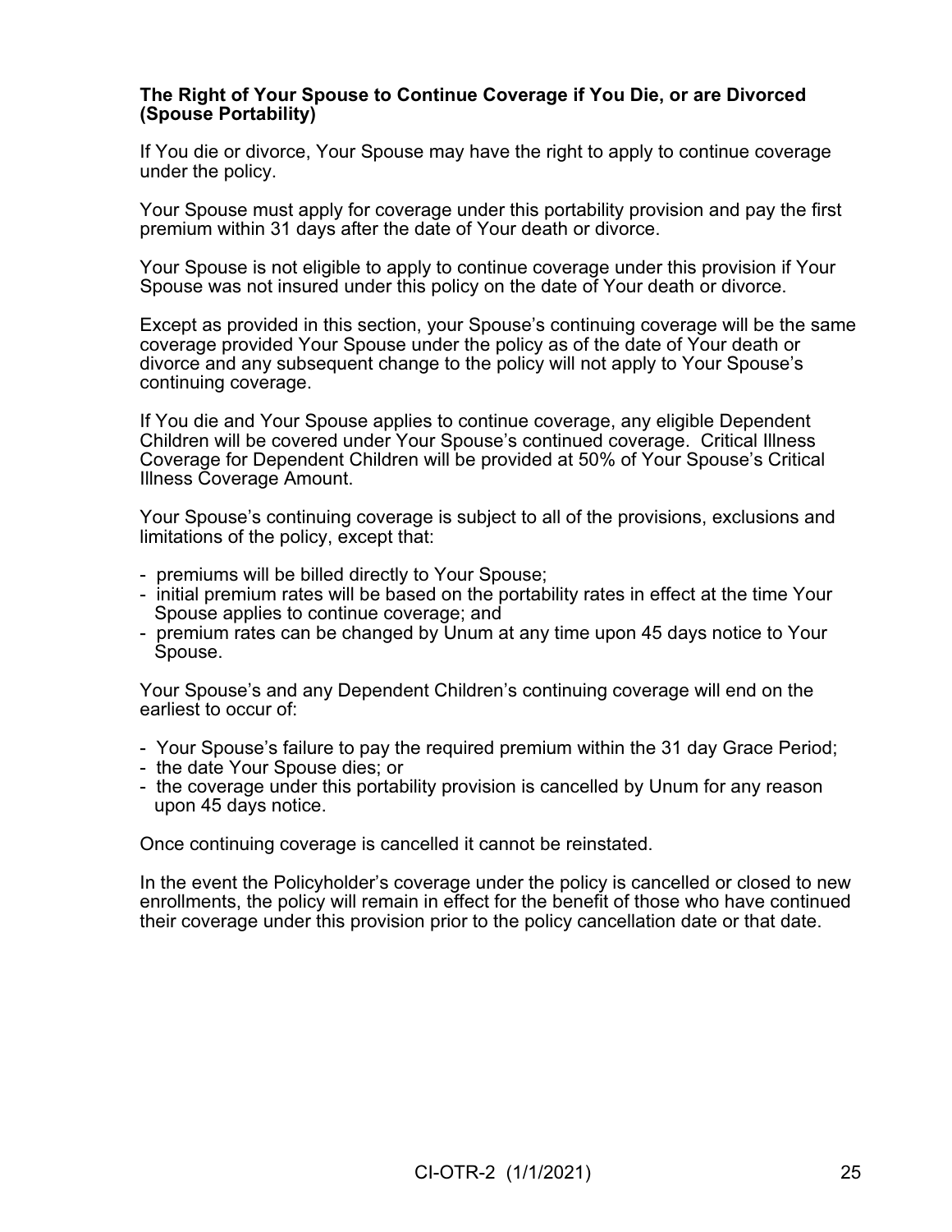**The Right of Your Spouse to Continue Coverage if You Die, or are Divorced (Spouse Portability)**

If You die or divorce, Your Spouse may have the right to apply to continue coverage under the policy.

Your Spouse must apply for coverage under this portability provision and pay the first premium within 31 days after the date of Your death or divorce.

Your Spouse is not eligible to apply to continue coverage under this provision if Your Spouse was not insured under this policy on the date of Your death or divorce.

Except as provided in this section, your Spouse's continuing coverage will be the same coverage provided Your Spouse under the policy as of the date of Your death or divorce and any subsequent change to the policy will not apply to Your Spouse's continuing coverage.

If You die and Your Spouse applies to continue coverage, any eligible Dependent Children will be covered under Your Spouse's continued coverage. Critical Illness Coverage for Dependent Children will be provided at 50% of Your Spouse's Critical Illness Coverage Amount.

Your Spouse's continuing coverage is subject to all of the provisions, exclusions and limitations of the policy, except that:

- premiums will be billed directly to Your Spouse;
- initial premium rates will be based on the portability rates in effect at the time Your Spouse applies to continue coverage; and
- premium rates can be changed by Unum at any time upon 45 days notice to Your Spouse.

Your Spouse's and any Dependent Children's continuing coverage will end on the earliest to occur of:

- Your Spouse's failure to pay the required premium within the 31 day Grace Period;
- the date Your Spouse dies; or
- the coverage under this portability provision is cancelled by Unum for any reason upon 45 days notice.

Once continuing coverage is cancelled it cannot be reinstated.

In the event the Policyholder's coverage under the policy is cancelled or closed to new enrollments, the policy will remain in effect for the benefit of those who have continued their coverage under this provision prior to the policy cancellation date or that date.

CI-OTR-2 (1/1/2021)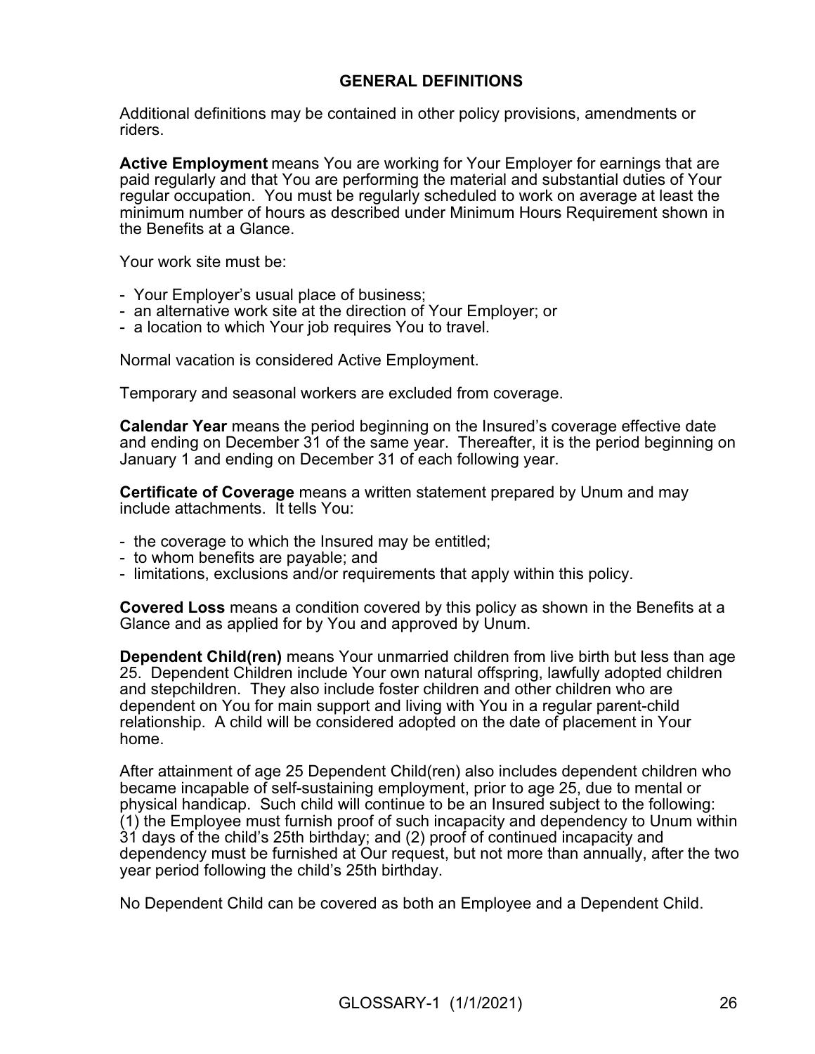## GENERAL DEFINITIONS

Additional definitions may be contained in other policy provisions, amendments or riders.

**Active Employment** means You are working for Your Employer for earnings that are paid regularly and that You are performing the material and substantial duties of Your regular occupation. You must be regularly scheduled to work on average at least the minimum number of hours as described under Minimum Hours Requirement shown in the Benefits at a Glance.

Your work site must be:

- Your Employer's usual place of business;
- an alternative work site at the direction of Your Employer; or
- a location to which Your job requires You to travel.

Normal vacation is considered Active Employment.

Temporary and seasonal workers are excluded from coverage.

**Calendar Year** means the period beginning on the Insured's coverage effective date and ending on December 31 of the same year. Thereafter, it is the period beginning on January 1 and ending on December 31 of each following year.

**Certificate of Coverage** means a written statement prepared by Unum and may include attachments. It tells You:

- the coverage to which the Insured may be entitled;
- to whom benefits are payable; and
- limitations, exclusions and/or requirements that apply within this policy.

**Covered Loss** means a condition covered by this policy as shown in the Benefits at a Glance and as applied for by You and approved by Unum.

**Dependent Child(ren)** means Your unmarried children from live birth but less than age 25. Dependent Children include Your own natural offspring, lawfully adopted children and stepchildren. They also include foster children and other children who are dependent on You for main support and living with You in a regular parent-child relationship. A child will be considered adopted on the date of placement in Your home.

After attainment of age 25 Dependent Child(ren) also includes dependent children who became incapable of self-sustaining employment, prior to age 25, due to mental or physical handicap. Such child will continue to be an Insured subject to the following: (1) the Employee must furnish proof of such incapacity and dependency to Unum within 31 days of the child's 25th birthday; and (2) proof of continued incapacity and dependency must be furnished at Our request, but not more than annually, after the two year period following the child's 25th birthday.

No Dependent Child can be covered as both an Employee and a Dependent Child.

GLOSSARY-1 (1/1/2021)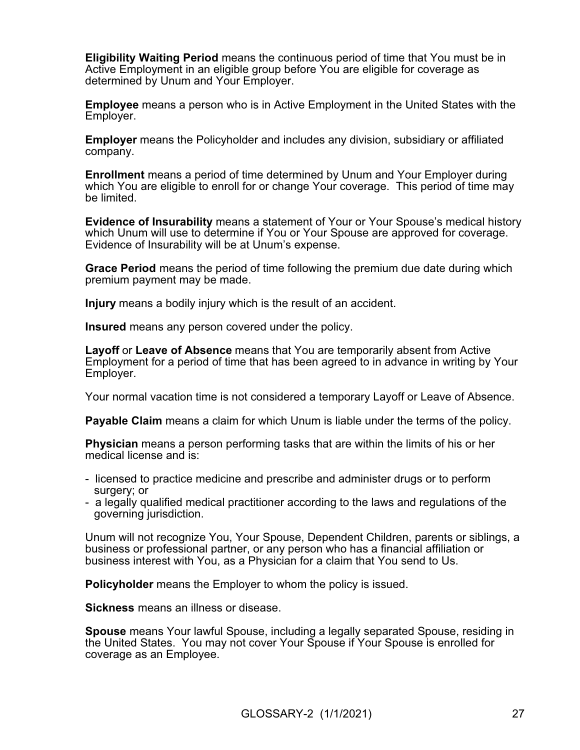**Eligibility Waiting Period** means the continuous period of time that You must be in Active Employment in an eligible group before You are eligible for coverage as determined by Unum and Your Employer.

**Employee** means a person who is in Active Employment in the United States with the Employer.

**Employer** means the Policyholder and includes any division, subsidiary or affiliated company.

**Enrollment** means a period of time determined by Unum and Your Employer during which You are eligible to enroll for or change Your coverage. This period of time may be limited.

**Evidence of Insurability** means a statement of Your or Your Spouse's medical history which Unum will use to determine if You or Your Spouse are approved for coverage. Evidence of Insurability will be at Unum's expense.

**Grace Period** means the period of time following the premium due date during which premium payment may be made.

**Injury** means a bodily injury which is the result of an accident.

**Insured** means any person covered under the policy.

**Layoff** or **Leave of Absence** means that You are temporarily absent from Active Employment for a period of time that has been agreed to in advance in writing by Your Employer.

Your normal vacation time is not considered a temporary Layoff or Leave of Absence.

**Payable Claim** means a claim for which Unum is liable under the terms of the policy.

**Physician** means a person performing tasks that are within the limits of his or her medical license and is:

- licensed to practice medicine and prescribe and administer drugs or to perform surgery; or
- a legally qualified medical practitioner according to the laws and regulations of the governing jurisdiction.

Unum will not recognize You, Your Spouse, Dependent Children, parents or siblings, a business or professional partner, or any person who has a financial affiliation or business interest with You, as a Physician for a claim that You send to Us.

**Policyholder** means the Employer to whom the policy is issued.

**Sickness** means an illness or disease.

**Spouse** means Your lawful Spouse, including a legally separated Spouse, residing in the United States. You may not cover Your Spouse if Your Spouse is enrolled for coverage as an Employee.

GLOSSARY-2 (1/1/2021)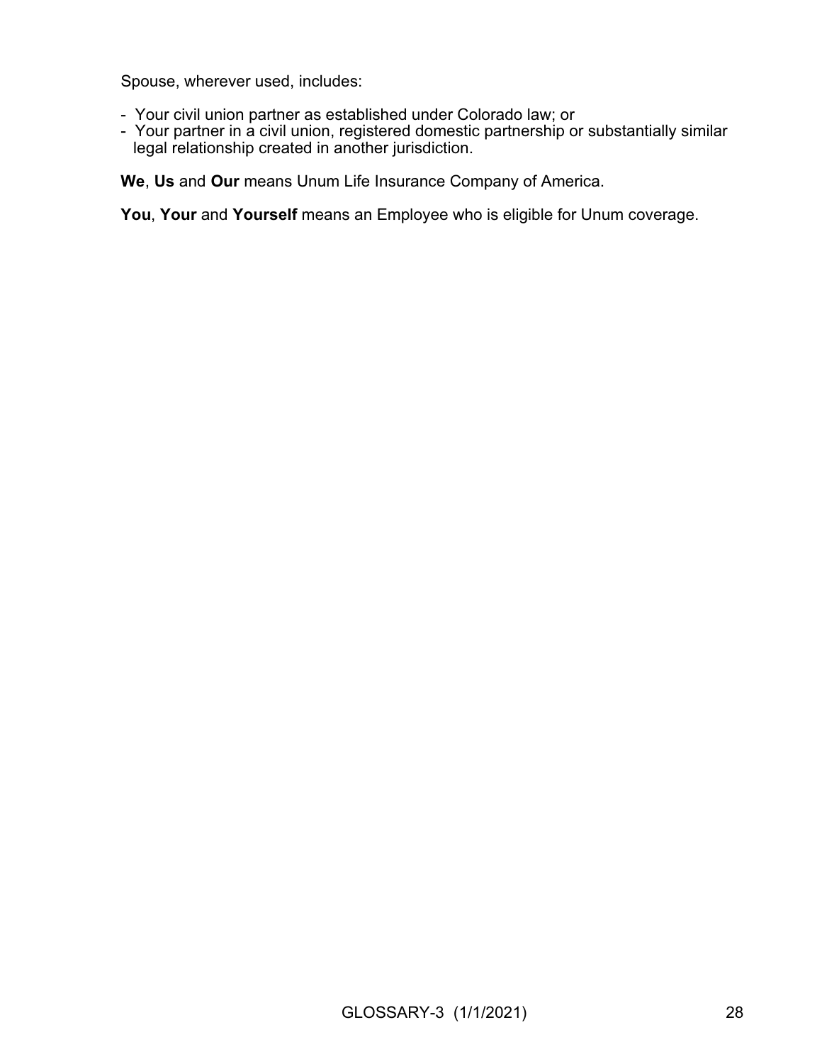Spouse, wherever used, includes:

- Your civil union partner as established under Colorado law; or
- Your partner in a civil union, registered domestic partnership or substantially similar legal relationship created in another jurisdiction.

**We**, **Us** and **Our** means Unum Life Insurance Company of America.

**You**, **Your** and **Yourself** means an Employee who is eligible for Unum coverage.

GLOSSARY-3 (1/1/2021)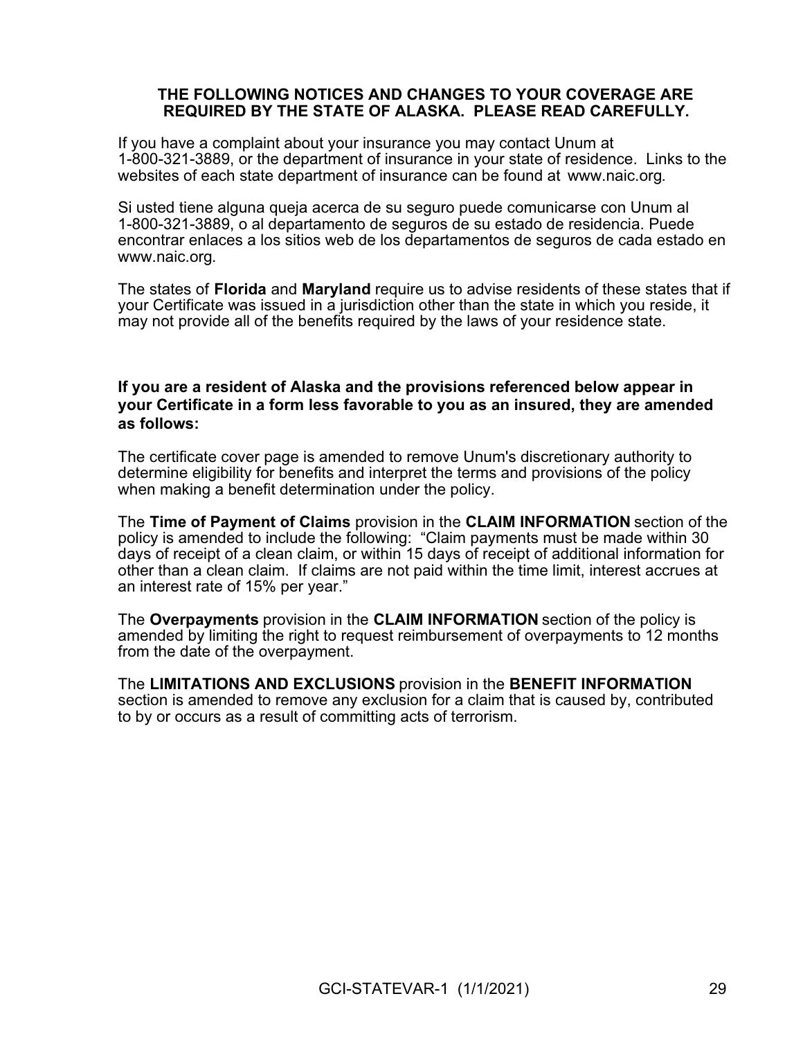**THE FOLLOWING NOTICES AND CHANGES TO YOUR COVERAGE ARE REQUIRED BY THE STATE OF ALASKA. PLEASE READ CAREFULLY.**

If you have a complaint about your insurance you may contact Unum at 1-800-321-3889, or the department of insurance in your state of residence. Links to the websites of each state department of insurance can be found at www.naic.org.

Si usted tiene alguna queja acerca de su seguro puede comunicarse con Unum al 1-800-321-3889, o al departamento de seguros de su estado de residencia. Puede encontrar enlaces a los sitios web de los departamentos de seguros de cada estado en www.naic.org.

The states of **Florida** and **Maryland** require us to advise residents of these states that if your Certificate was issued in a jurisdiction other than the state in which you reside, it may not provide all of the benefits required by the laws of your residence state.

**If you are a resident of Alaska and the provisions referenced below appear in your Certificate in a form less favorable to you as an insured, they are amended as follows:**

The certificate cover page is amended to remove Unum's discretionary authority to determine eligibility for benefits and interpret the terms and provisions of the policy when making a benefit determination under the policy.

The **Time of Payment of Claims** provision in the **CLAIM INFORMATION** section of the policy is amended to include the following: "Claim payments must be made within 30 days of receipt of a clean claim, or within 15 days of receipt of additional information for other than a clean claim. If claims are not paid within the time limit, interest accrues at an interest rate of 15% per year."

The **Overpayments** provision in the **CLAIM INFORMATION** section of the policy is amended by limiting the right to request reimbursement of overpayments to 12 months from the date of the overpayment.

The **LIMITATIONS AND EXCLUSIONS** provision in the **BENEFIT INFORMATION** section is amended to remove any exclusion for a claim that is caused by, contributed to by or occurs as a result of committing acts of terrorism.

GCI-STATEVAR-1 (1/1/2021)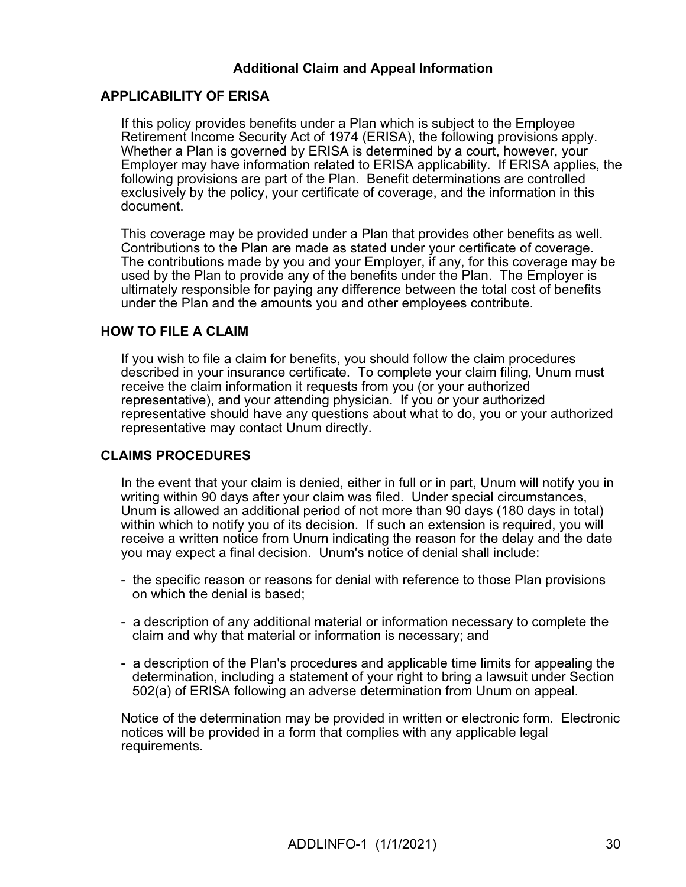## Additional Claim and Appeal Information

### APPLICABILITY OF ERISA

If this policy provides benefits under a Plan which is subject to the Employee Retirement Income Security Act of 1974 (ERISA), the following provisions apply. Whether a Plan is governed by ERISA is determined by a court, however, your Employer may have information related to ERISA applicability. If ERISA applies, the following provisions are part of the Plan. Benefit determinations are controlled exclusively by the policy, your certificate of coverage, and the information in this document.

This coverage may be provided under a Plan that provides other benefits as well. Contributions to the Plan are made as stated under your certificate of coverage. The contributions made by you and your Employer, if any, for this coverage may be used by the Plan to provide any of the benefits under the Plan. The Employer is ultimately responsible for paying any difference between the total cost of benefits under the Plan and the amounts you and other employees contribute.

### HOW TO FILE A CLAIM

If you wish to file a claim for benefits, you should follow the claim procedures described in your insurance certificate. To complete your claim filing, Unum must receive the claim information it requests from you (or your authorized representative), and your attending physician. If you or your authorized representative should have any questions about what to do, you or your authorized representative may contact Unum directly.

### CLAIMS PROCEDURES

In the event that your claim is denied, either in full or in part, Unum will notify you in writing within 90 days after your claim was filed. Under special circumstances, Unum is allowed an additional period of not more than 90 days (180 days in total) within which to notify you of its decision. If such an extension is required, you will receive a written notice from Unum indicating the reason for the delay and the date you may expect a final decision. Unum's notice of denial shall include:

- the specific reason or reasons for denial with reference to those Plan provisions on which the denial is based;
- a description of any additional material or information necessary to complete the claim and why that material or information is necessary; and
- a description of the Plan's procedures and applicable time limits for appealing the determination, including a statement of your right to bring a lawsuit under Section 502(a) of ERISA following an adverse determination from Unum on appeal.

Notice of the determination may be provided in written or electronic form. Electronic notices will be provided in a form that complies with any applicable legal requirements.

ADDLINFO-1 (1/1/2021)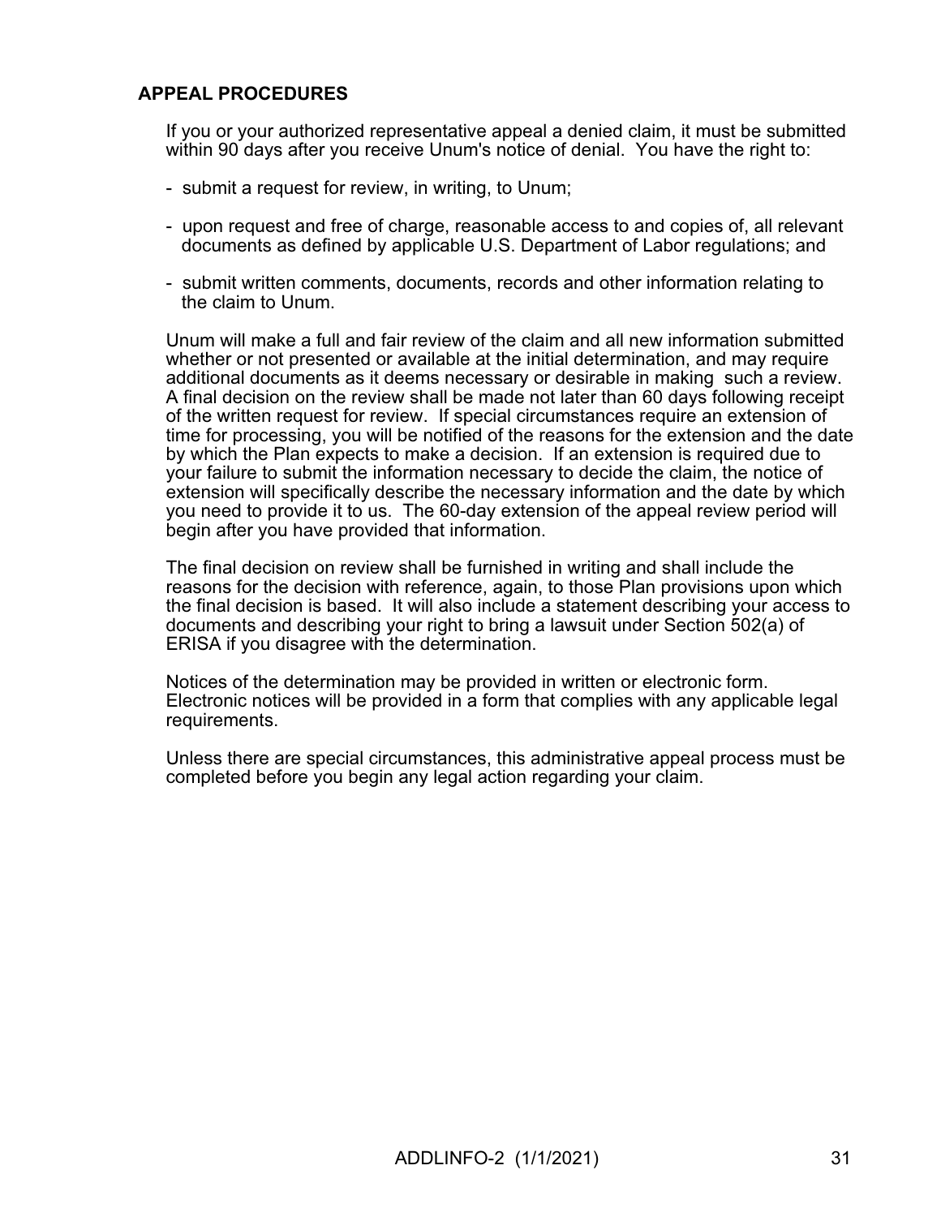## APPEAL PROCEDURES

If you or your authorized representative appeal a denied claim, it must be submitted within 90 days after you receive Unum's notice of denial. You have the right to:

- submit a request for review, in writing, to Unum;
- upon request and free of charge, reasonable access to and copies of, all relevant documents as defined by applicable U.S. Department of Labor regulations; and
- submit written comments, documents, records and other information relating to the claim to Unum.

Unum will make a full and fair review of the claim and all new information submitted whether or not presented or available at the initial determination, and may require additional documents as it deems necessary or desirable in making such a review. A final decision on the review shall be made not later than 60 days following receipt of the written request for review. If special circumstances require an extension of time for processing, you will be notified of the reasons for the extension and the date by which the Plan expects to make a decision. If an extension is required due to your failure to submit the information necessary to decide the claim, the notice of extension will specifically describe the necessary information and the date by which you need to provide it to us. The 60-day extension of the appeal review period will begin after you have provided that information.

The final decision on review shall be furnished in writing and shall include the reasons for the decision with reference, again, to those Plan provisions upon which the final decision is based. It will also include a statement describing your access to documents and describing your right to bring a lawsuit under Section 502(a) of ERISA if you disagree with the determination.

Notices of the determination may be provided in written or electronic form. Electronic notices will be provided in a form that complies with any applicable legal requirements.

Unless there are special circumstances, this administrative appeal process must be completed before you begin any legal action regarding your claim.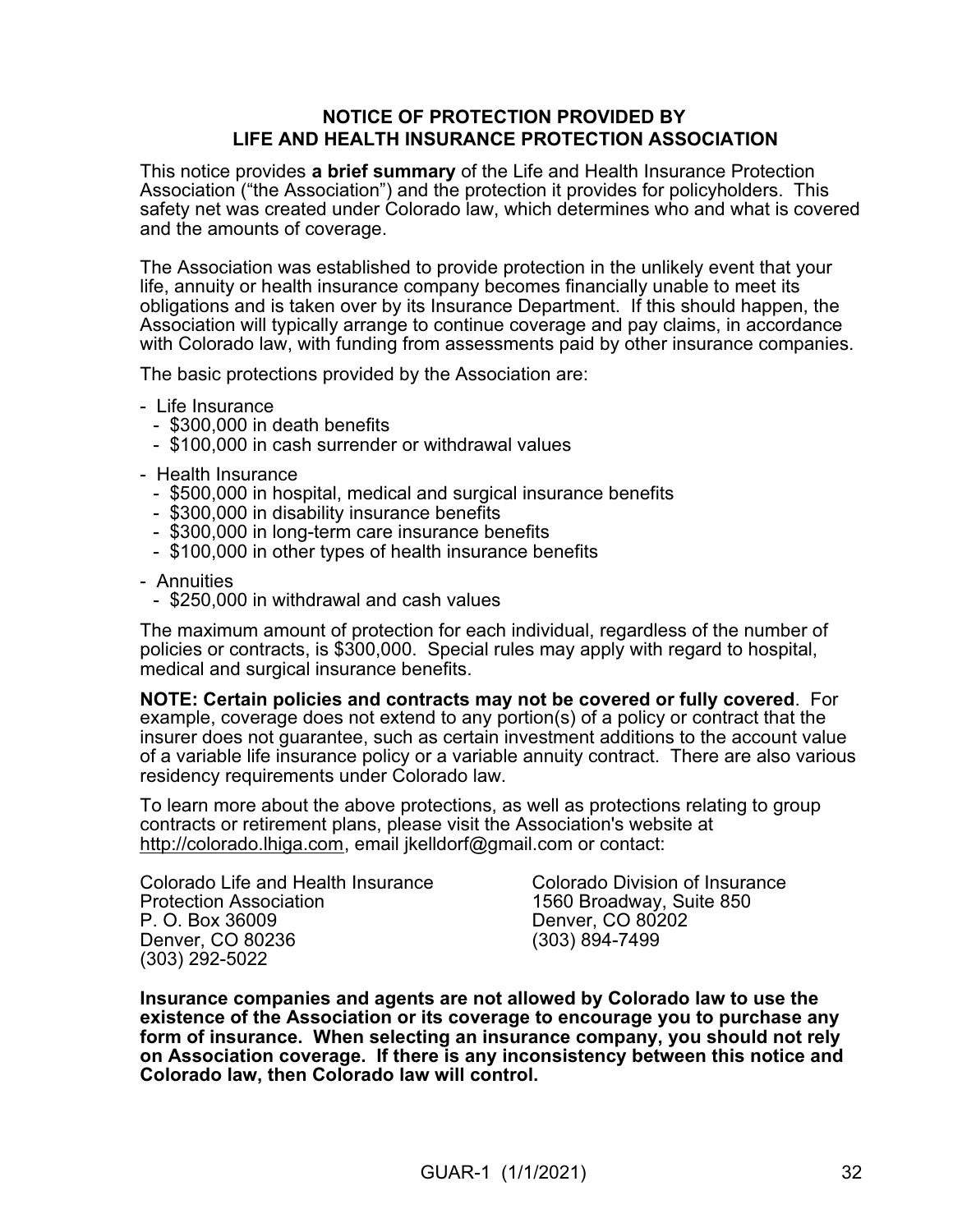## NOTICE OF PROTECTION PROVIDED BY LIFE AND HEALTH INSURANCE PROTECTION ASSOCIATION

This notice provides **a brief summary** of the Life and Health Insurance Protection Association ("the Association") and the protection it provides for policyholders. This safety net was created under Colorado law, which determines who and what is covered and the amounts of coverage.

The Association was established to provide protection in the unlikely event that your life, annuity or health insurance company becomes financially unable to meet its obligations and is taken over by its Insurance Department. If this should happen, the Association will typically arrange to continue coverage and pay claims, in accordance with Colorado law, with funding from assessments paid by other insurance companies.

The basic protections provided by the Association are:

- Life Insurance
  - $300,000 in death benefits
  - $100,000 in cash surrender or withdrawal values
- Health Insurance
  - $500,000 in hospital, medical and surgical insurance benefits
  - $300,000 in disability insurance benefits
  - $300,000 in long-term care insurance benefits
  - $100,000 in other types of health insurance benefits
- Annuities
  - $250,000 in withdrawal and cash values

The maximum amount of protection for each individual, regardless of the number of policies or contracts, is $300,000. Special rules may apply with regard to hospital, medical and surgical insurance benefits.

**NOTE: Certain policies and contracts may not be covered or fully covered**. For example, coverage does not extend to any portion(s) of a policy or contract that the insurer does not guarantee, such as certain investment additions to the account value of a variable life insurance policy or a variable annuity contract. There are also various residency requirements under Colorado law.

To learn more about the above protections, as well as protections relating to group contracts or retirement plans, please visit the Association's website at http://colorado.lhiga.com, email jkelldorf@gmail.com or contact:

Colorado Life and Health Insurance Protection Association
P. O. Box 36009
Denver, CO 80236
(303) 292-5022

Colorado Division of Insurance
1560 Broadway, Suite 850
Denver, CO 80202
(303) 894-7499

**Insurance companies and agents are not allowed by Colorado law to use the existence of the Association or its coverage to encourage you to purchase any form of insurance. When selecting an insurance company, you should not rely on Association coverage. If there is any inconsistency between this notice and Colorado law, then Colorado law will control.**

GUAR-1 (1/1/2021)